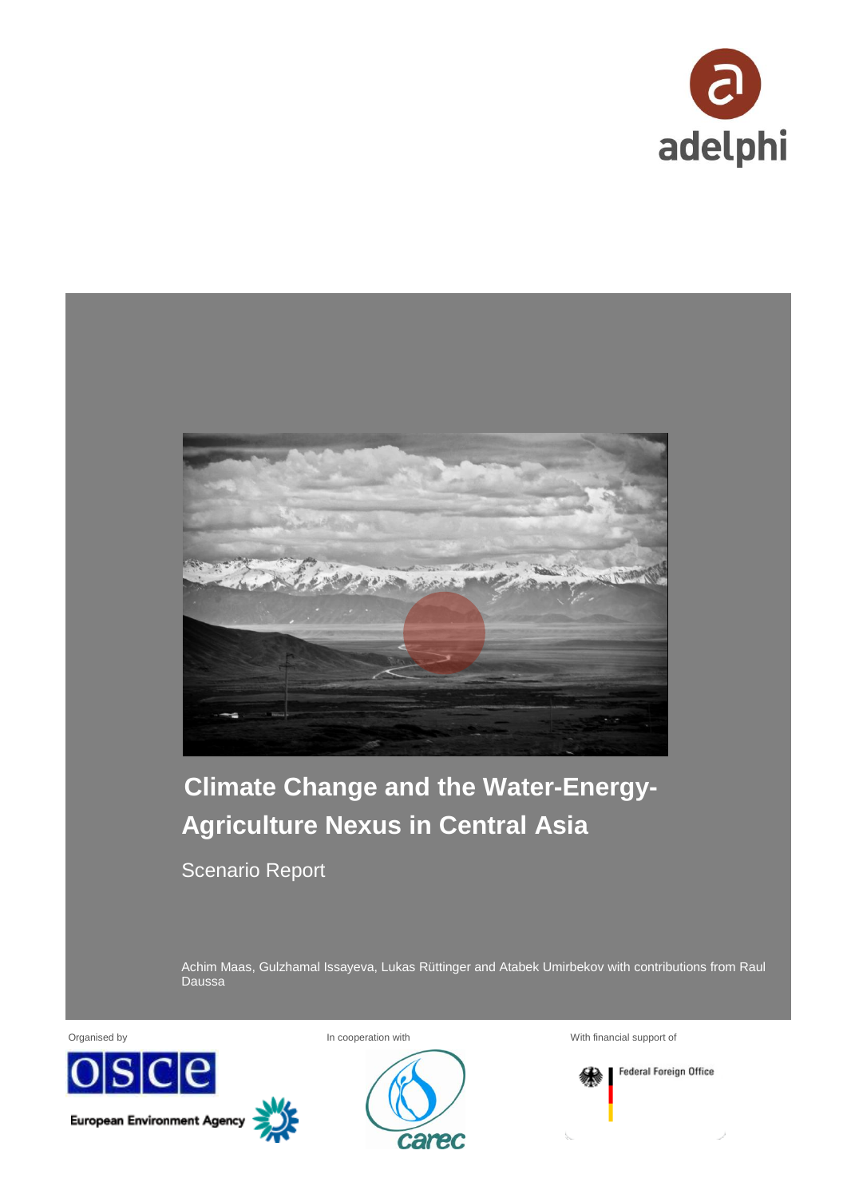adelphi

# Climate Change and the Water-Energy-Agriculture Nexus in Central Asia

Scenario Report

Achim Maas, Gulzhamal Issayeva, Lukas Rüttinger and Atabek Umirbekov with contributions from Raul Daussa

Organised by

OSCE

European Environment Agency

In cooperation with

carec

With financial support of

Federal Foreign Office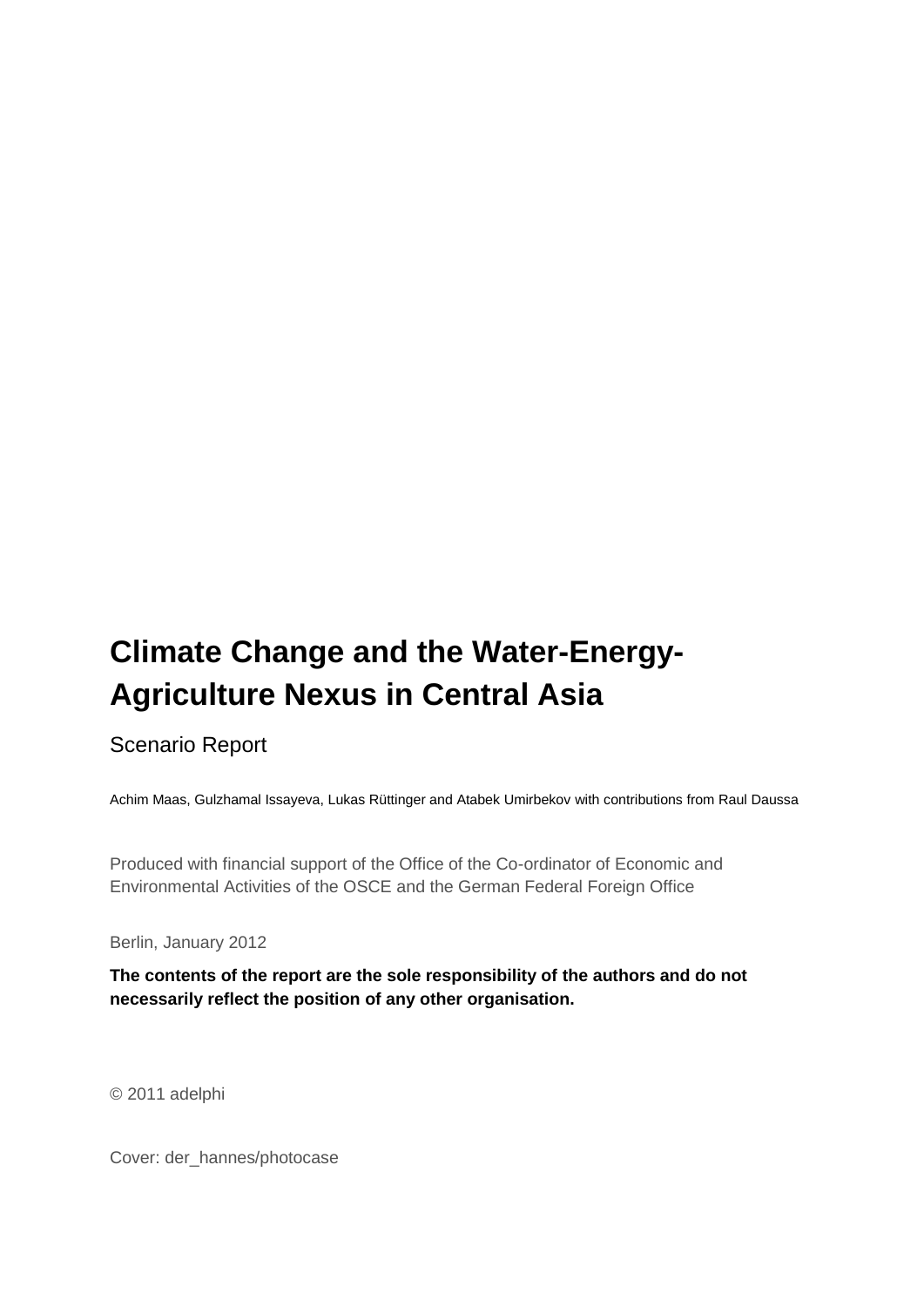# Climate Change and the Water-Energy-Agriculture Nexus in Central Asia

Scenario Report

Achim Maas, Gulzhamal Issayeva, Lukas Rüttinger and Atabek Umirbekov with contributions from Raul Daussa

Produced with financial support of the Office of the Co-ordinator of Economic and Environmental Activities of the OSCE and the German Federal Foreign Office

Berlin, January 2012

**The contents of the report are the sole responsibility of the authors and do not necessarily reflect the position of any other organisation.**

© 2011 adelphi

Cover: der_hannes/photocase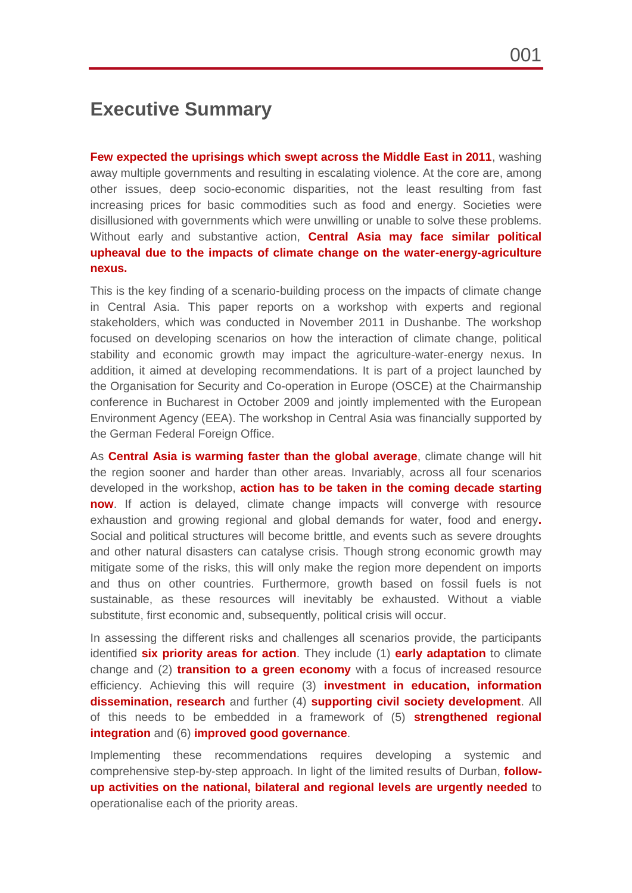# Executive Summary

**Few expected the uprisings which swept across the Middle East in 2011**, washing away multiple governments and resulting in escalating violence. At the core are, among other issues, deep socio-economic disparities, not the least resulting from fast increasing prices for basic commodities such as food and energy. Societies were disillusioned with governments which were unwilling or unable to solve these problems. Without early and substantive action, **Central Asia may face similar political upheaval due to the impacts of climate change on the water-energy-agriculture nexus.**

This is the key finding of a scenario-building process on the impacts of climate change in Central Asia. This paper reports on a workshop with experts and regional stakeholders, which was conducted in November 2011 in Dushanbe. The workshop focused on developing scenarios on how the interaction of climate change, political stability and economic growth may impact the agriculture-water-energy nexus. In addition, it aimed at developing recommendations. It is part of a project launched by the Organisation for Security and Co-operation in Europe (OSCE) at the Chairmanship conference in Bucharest in October 2009 and jointly implemented with the European Environment Agency (EEA). The workshop in Central Asia was financially supported by the German Federal Foreign Office.

As **Central Asia is warming faster than the global average**, climate change will hit the region sooner and harder than other areas. Invariably, across all four scenarios developed in the workshop, **action has to be taken in the coming decade starting now**. If action is delayed, climate change impacts will converge with resource exhaustion and growing regional and global demands for water, food and energy**.** Social and political structures will become brittle, and events such as severe droughts and other natural disasters can catalyse crisis. Though strong economic growth may mitigate some of the risks, this will only make the region more dependent on imports and thus on other countries. Furthermore, growth based on fossil fuels is not sustainable, as these resources will inevitably be exhausted. Without a viable substitute, first economic and, subsequently, political crisis will occur.

In assessing the different risks and challenges all scenarios provide, the participants identified **six priority areas for action**. They include (1) **early adaptation** to climate change and (2) **transition to a green economy** with a focus of increased resource efficiency. Achieving this will require (3) **investment in education, information dissemination, research** and further (4) **supporting civil society development**. All of this needs to be embedded in a framework of (5) **strengthened regional integration** and (6) **improved good governance**.

Implementing these recommendations requires developing a systemic and comprehensive step-by-step approach. In light of the limited results of Durban, **follow-up activities on the national, bilateral and regional levels are urgently needed** to operationalise each of the priority areas.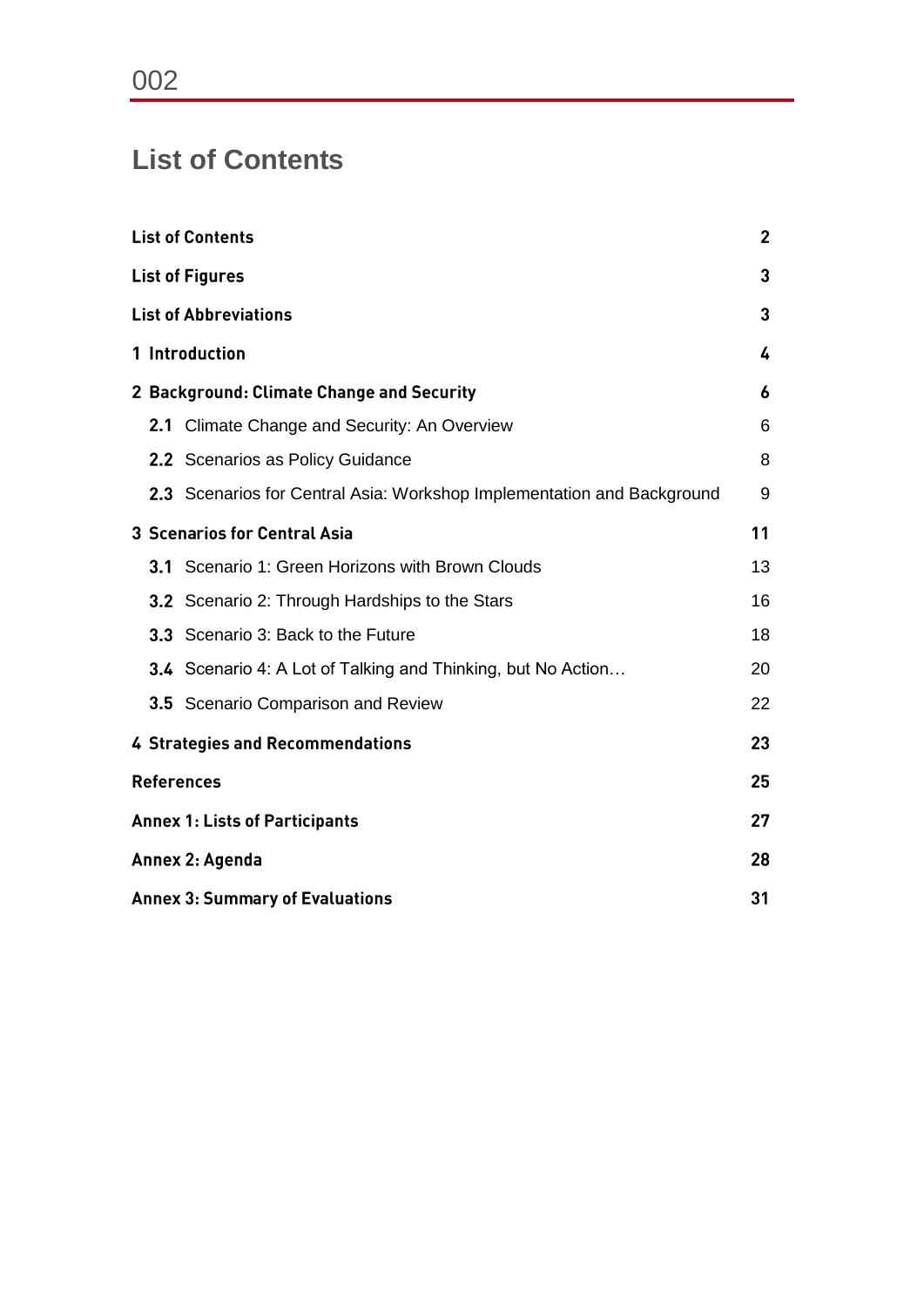# List of Contents

| | |
|---|---|
| **List of Contents** | **2** |
| **List of Figures** | **3** |
| **List of Abbreviations** | **3** |
| **1 Introduction** | **4** |
| **2 Background: Climate Change and Security** | **6** |
| **2.1** Climate Change and Security: An Overview | 6 |
| **2.2** Scenarios as Policy Guidance | 8 |
| **2.3** Scenarios for Central Asia: Workshop Implementation and Background | 9 |
| **3 Scenarios for Central Asia** | **11** |
| **3.1** Scenario 1: Green Horizons with Brown Clouds | 13 |
| **3.2** Scenario 2: Through Hardships to the Stars | 16 |
| **3.3** Scenario 3: Back to the Future | 18 |
| **3.4** Scenario 4: A Lot of Talking and Thinking, but No Action… | 20 |
| **3.5** Scenario Comparison and Review | 22 |
| **4 Strategies and Recommendations** | **23** |
| **References** | **25** |
| **Annex 1: Lists of Participants** | **27** |
| **Annex 2: Agenda** | **28** |
| **Annex 3: Summary of Evaluations** | **31** |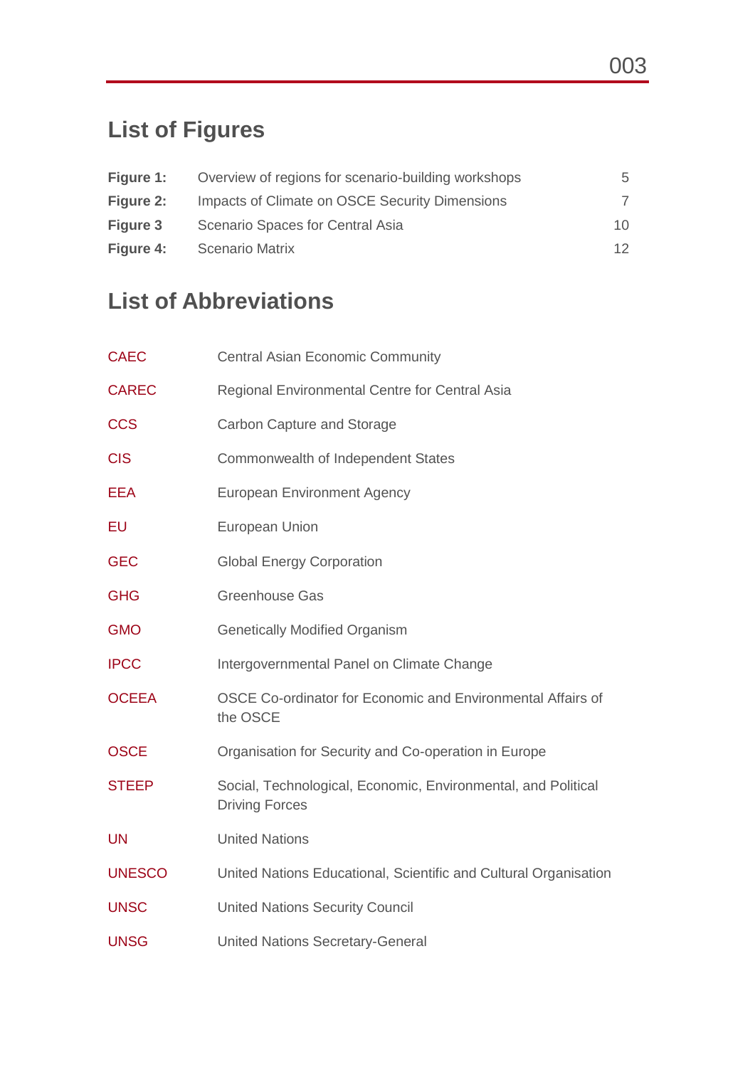## List of Figures

| | | |
|---|---|---|
| **Figure 1:** | Overview of regions for scenario-building workshops | 5 |
| **Figure 2:** | Impacts of Climate on OSCE Security Dimensions | 7 |
| **Figure 3** | Scenario Spaces for Central Asia | 10 |
| **Figure 4:** | Scenario Matrix | 12 |

## List of Abbreviations

| | |
|---|---|
| CAEC | Central Asian Economic Community |
| CAREC | Regional Environmental Centre for Central Asia |
| CCS | Carbon Capture and Storage |
| CIS | Commonwealth of Independent States |
| EEA | European Environment Agency |
| EU | European Union |
| GEC | Global Energy Corporation |
| GHG | Greenhouse Gas |
| GMO | Genetically Modified Organism |
| IPCC | Intergovernmental Panel on Climate Change |
| OCEEA | OSCE Co-ordinator for Economic and Environmental Affairs of the OSCE |
| OSCE | Organisation for Security and Co-operation in Europe |
| STEEP | Social, Technological, Economic, Environmental, and Political Driving Forces |
| UN | United Nations |
| UNESCO | United Nations Educational, Scientific and Cultural Organisation |
| UNSC | United Nations Security Council |
| UNSG | United Nations Secretary-General |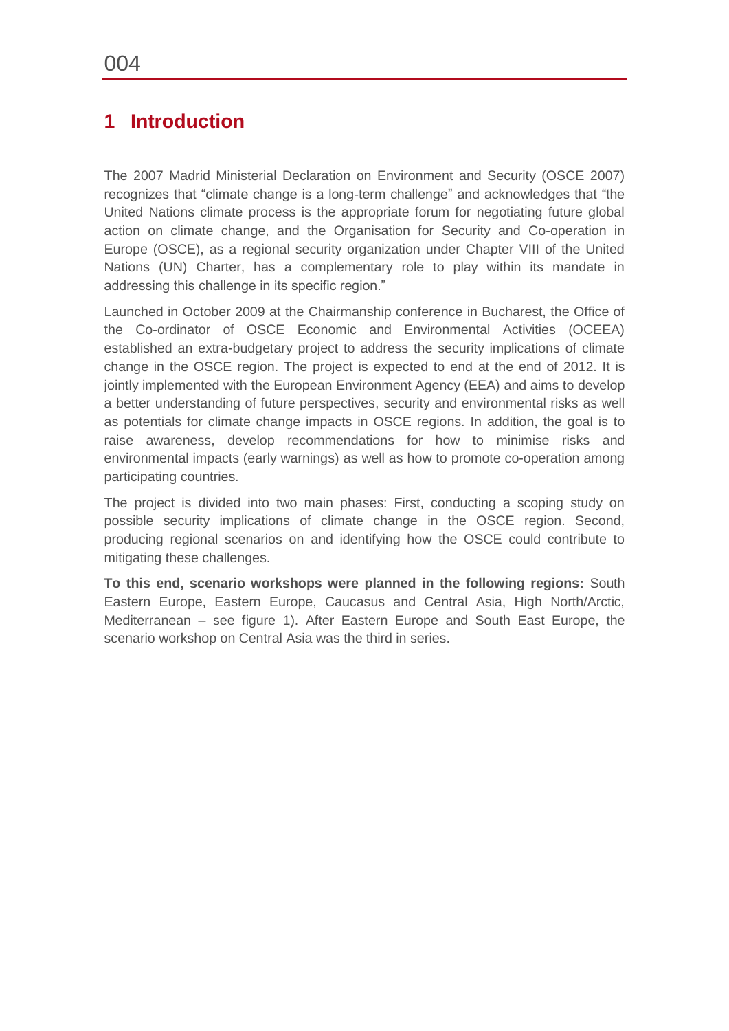# 1 Introduction

The 2007 Madrid Ministerial Declaration on Environment and Security (OSCE 2007) recognizes that "climate change is a long-term challenge" and acknowledges that "the United Nations climate process is the appropriate forum for negotiating future global action on climate change, and the Organisation for Security and Co-operation in Europe (OSCE), as a regional security organization under Chapter VIII of the United Nations (UN) Charter, has a complementary role to play within its mandate in addressing this challenge in its specific region."

Launched in October 2009 at the Chairmanship conference in Bucharest, the Office of the Co-ordinator of OSCE Economic and Environmental Activities (OCEEA) established an extra-budgetary project to address the security implications of climate change in the OSCE region. The project is expected to end at the end of 2012. It is jointly implemented with the European Environment Agency (EEA) and aims to develop a better understanding of future perspectives, security and environmental risks as well as potentials for climate change impacts in OSCE regions. In addition, the goal is to raise awareness, develop recommendations for how to minimise risks and environmental impacts (early warnings) as well as how to promote co-operation among participating countries.

The project is divided into two main phases: First, conducting a scoping study on possible security implications of climate change in the OSCE region. Second, producing regional scenarios on and identifying how the OSCE could contribute to mitigating these challenges.

**To this end, scenario workshops were planned in the following regions:** South Eastern Europe, Eastern Europe, Caucasus and Central Asia, High North/Arctic, Mediterranean – see figure 1). After Eastern Europe and South East Europe, the scenario workshop on Central Asia was the third in series.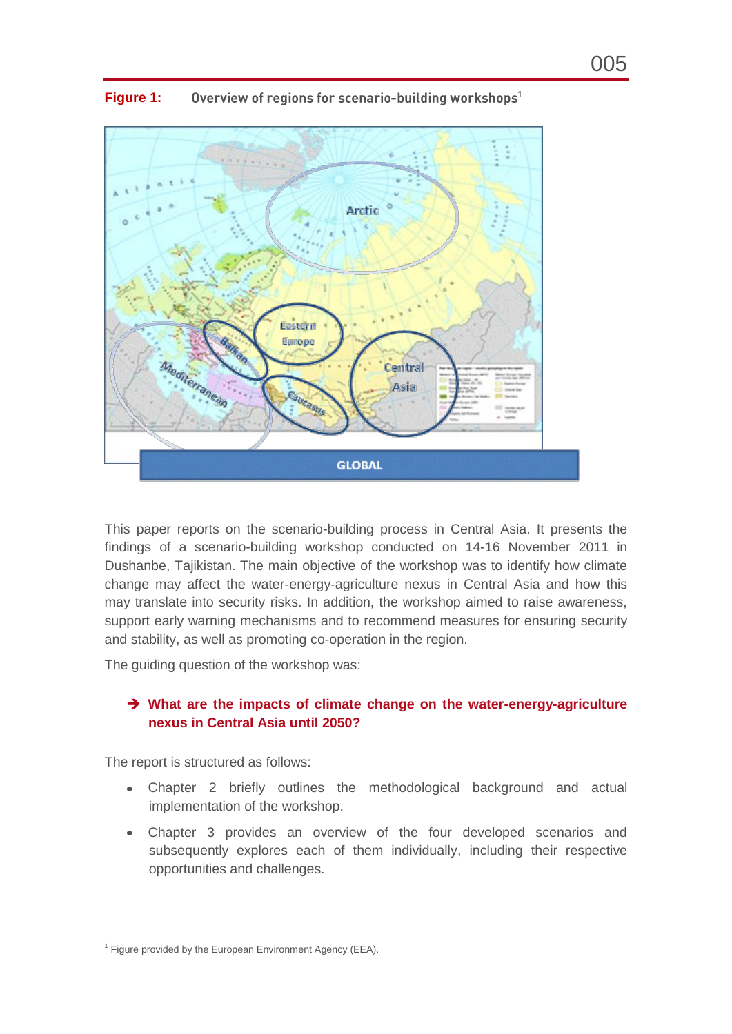**Figure 1:** Overview of regions for scenario-building workshops[1]

This paper reports on the scenario-building process in Central Asia. It presents the findings of a scenario-building workshop conducted on 14-16 November 2011 in Dushanbe, Tajikistan. The main objective of the workshop was to identify how climate change may affect the water-energy-agriculture nexus in Central Asia and how this may translate into security risks. In addition, the workshop aimed to raise awareness, support early warning mechanisms and to recommend measures for ensuring security and stability, as well as promoting co-operation in the region.

The guiding question of the workshop was:

➔ **What are the impacts of climate change on the water-energy-agriculture nexus in Central Asia until 2050?**

The report is structured as follows:

- Chapter 2 briefly outlines the methodological background and actual implementation of the workshop.
- Chapter 3 provides an overview of the four developed scenarios and subsequently explores each of them individually, including their respective opportunities and challenges.

[1] Figure provided by the European Environment Agency (EEA).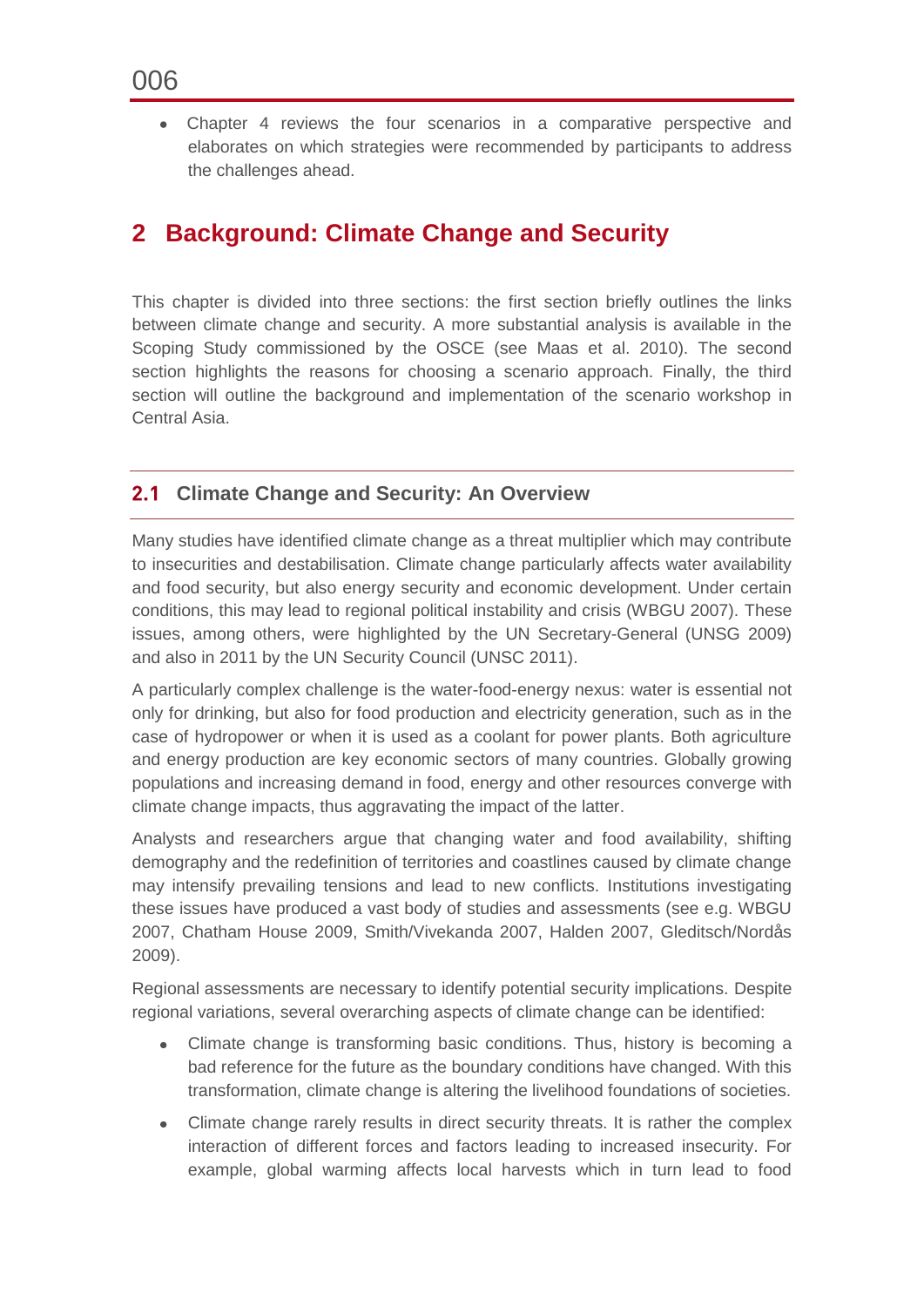- Chapter 4 reviews the four scenarios in a comparative perspective and elaborates on which strategies were recommended by participants to address the challenges ahead.

# 2 Background: Climate Change and Security

This chapter is divided into three sections: the first section briefly outlines the links between climate change and security. A more substantial analysis is available in the Scoping Study commissioned by the OSCE (see Maas et al. 2010). The second section highlights the reasons for choosing a scenario approach. Finally, the third section will outline the background and implementation of the scenario workshop in Central Asia.

## 2.1 Climate Change and Security: An Overview

Many studies have identified climate change as a threat multiplier which may contribute to insecurities and destabilisation. Climate change particularly affects water availability and food security, but also energy security and economic development. Under certain conditions, this may lead to regional political instability and crisis (WBGU 2007). These issues, among others, were highlighted by the UN Secretary-General (UNSG 2009) and also in 2011 by the UN Security Council (UNSC 2011).

A particularly complex challenge is the water-food-energy nexus: water is essential not only for drinking, but also for food production and electricity generation, such as in the case of hydropower or when it is used as a coolant for power plants. Both agriculture and energy production are key economic sectors of many countries. Globally growing populations and increasing demand in food, energy and other resources converge with climate change impacts, thus aggravating the impact of the latter.

Analysts and researchers argue that changing water and food availability, shifting demography and the redefinition of territories and coastlines caused by climate change may intensify prevailing tensions and lead to new conflicts. Institutions investigating these issues have produced a vast body of studies and assessments (see e.g. WBGU 2007, Chatham House 2009, Smith/Vivekanda 2007, Halden 2007, Gleditsch/Nordås 2009).

Regional assessments are necessary to identify potential security implications. Despite regional variations, several overarching aspects of climate change can be identified:

- Climate change is transforming basic conditions. Thus, history is becoming a bad reference for the future as the boundary conditions have changed. With this transformation, climate change is altering the livelihood foundations of societies.
- Climate change rarely results in direct security threats. It is rather the complex interaction of different forces and factors leading to increased insecurity. For example, global warming affects local harvests which in turn lead to food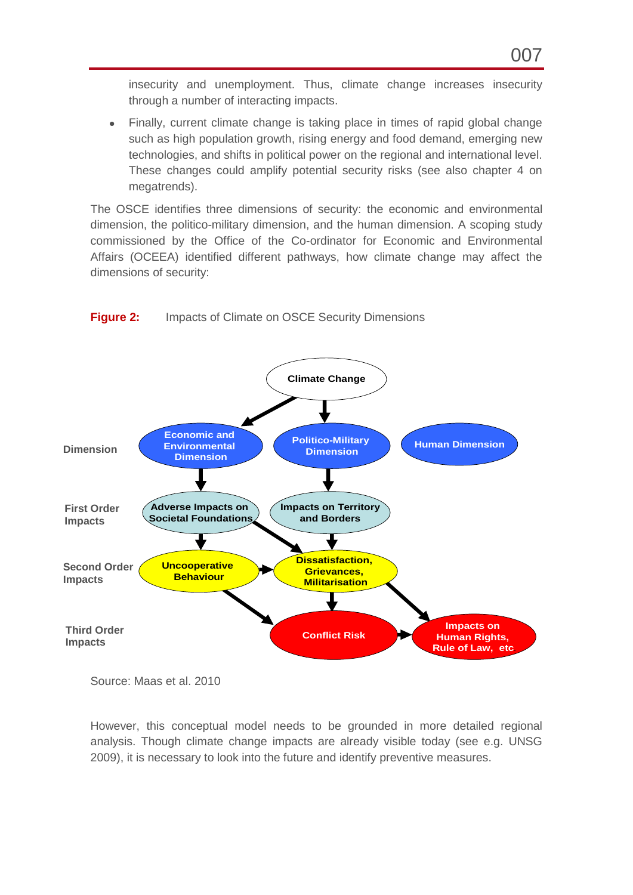insecurity and unemployment. Thus, climate change increases insecurity through a number of interacting impacts.

- Finally, current climate change is taking place in times of rapid global change such as high population growth, rising energy and food demand, emerging new technologies, and shifts in political power on the regional and international level. These changes could amplify potential security risks (see also chapter 4 on megatrends).

The OSCE identifies three dimensions of security: the economic and environmental dimension, the politico-military dimension, and the human dimension. A scoping study commissioned by the Office of the Co-ordinator for Economic and Environmental Affairs (OCEEA) identified different pathways, how climate change may affect the dimensions of security:

**Figure 2:** Impacts of Climate on OSCE Security Dimensions

Climate Change

Dimension: Economic and Environmental Dimension; Politico-Military Dimension; Human Dimension

First Order Impacts: Adverse Impacts on Societal Foundations; Impacts on Territory and Borders

Second Order Impacts: Uncooperative Behaviour; Dissatisfaction, Grievances, Militarisation

Third Order Impacts: Conflict Risk; Impacts on Human Rights, Rule of Law, etc

Source: Maas et al. 2010

However, this conceptual model needs to be grounded in more detailed regional analysis. Though climate change impacts are already visible today (see e.g. UNSG 2009), it is necessary to look into the future and identify preventive measures.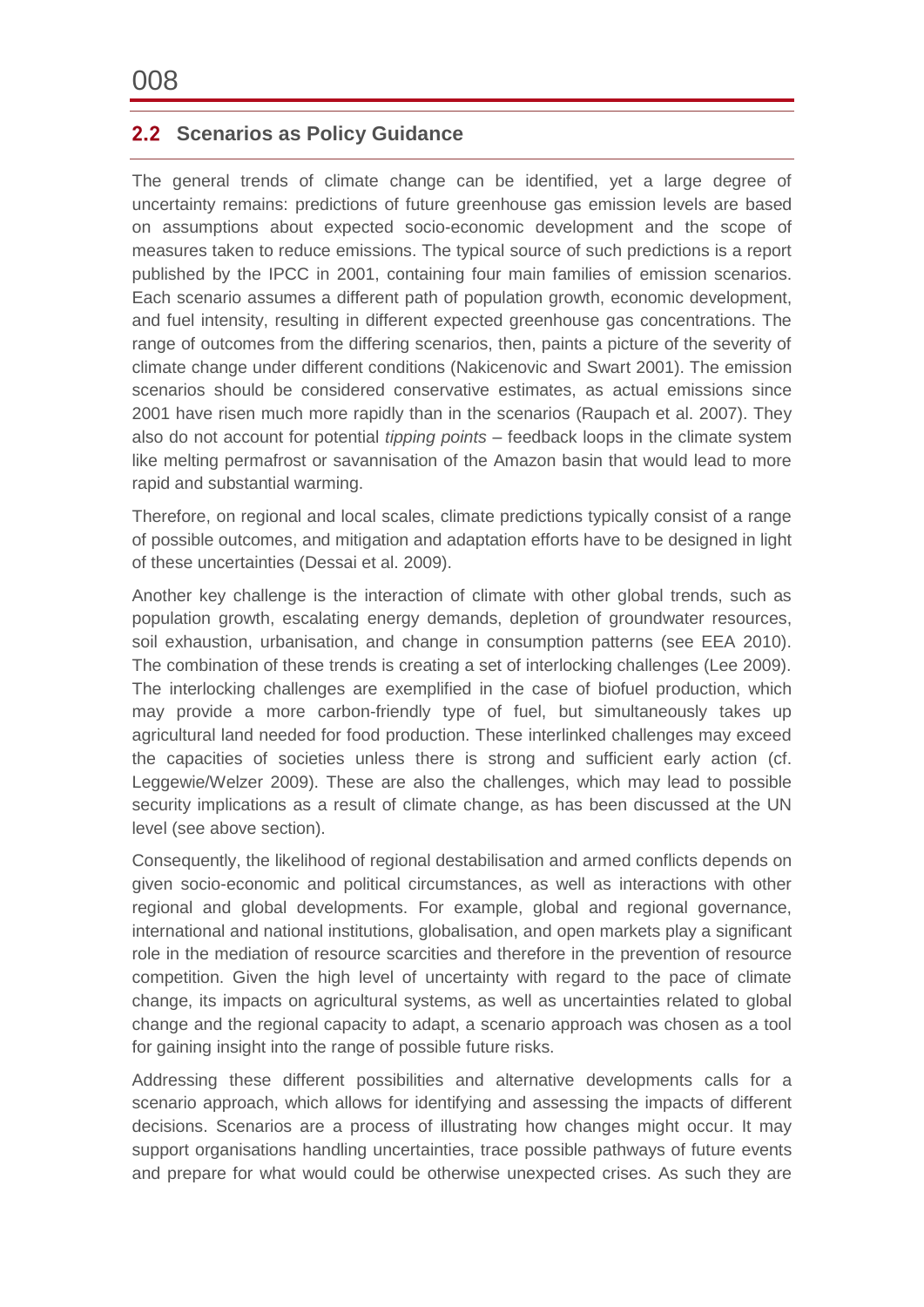## 2.2 Scenarios as Policy Guidance

The general trends of climate change can be identified, yet a large degree of uncertainty remains: predictions of future greenhouse gas emission levels are based on assumptions about expected socio-economic development and the scope of measures taken to reduce emissions. The typical source of such predictions is a report published by the IPCC in 2001, containing four main families of emission scenarios. Each scenario assumes a different path of population growth, economic development, and fuel intensity, resulting in different expected greenhouse gas concentrations. The range of outcomes from the differing scenarios, then, paints a picture of the severity of climate change under different conditions (Nakicenovic and Swart 2001). The emission scenarios should be considered conservative estimates, as actual emissions since 2001 have risen much more rapidly than in the scenarios (Raupach et al. 2007). They also do not account for potential *tipping points* – feedback loops in the climate system like melting permafrost or savannisation of the Amazon basin that would lead to more rapid and substantial warming.

Therefore, on regional and local scales, climate predictions typically consist of a range of possible outcomes, and mitigation and adaptation efforts have to be designed in light of these uncertainties (Dessai et al. 2009).

Another key challenge is the interaction of climate with other global trends, such as population growth, escalating energy demands, depletion of groundwater resources, soil exhaustion, urbanisation, and change in consumption patterns (see EEA 2010). The combination of these trends is creating a set of interlocking challenges (Lee 2009). The interlocking challenges are exemplified in the case of biofuel production, which may provide a more carbon-friendly type of fuel, but simultaneously takes up agricultural land needed for food production. These interlinked challenges may exceed the capacities of societies unless there is strong and sufficient early action (cf. Leggewie/Welzer 2009). These are also the challenges, which may lead to possible security implications as a result of climate change, as has been discussed at the UN level (see above section).

Consequently, the likelihood of regional destabilisation and armed conflicts depends on given socio-economic and political circumstances, as well as interactions with other regional and global developments. For example, global and regional governance, international and national institutions, globalisation, and open markets play a significant role in the mediation of resource scarcities and therefore in the prevention of resource competition. Given the high level of uncertainty with regard to the pace of climate change, its impacts on agricultural systems, as well as uncertainties related to global change and the regional capacity to adapt, a scenario approach was chosen as a tool for gaining insight into the range of possible future risks.

Addressing these different possibilities and alternative developments calls for a scenario approach, which allows for identifying and assessing the impacts of different decisions. Scenarios are a process of illustrating how changes might occur. It may support organisations handling uncertainties, trace possible pathways of future events and prepare for what would could be otherwise unexpected crises. As such they are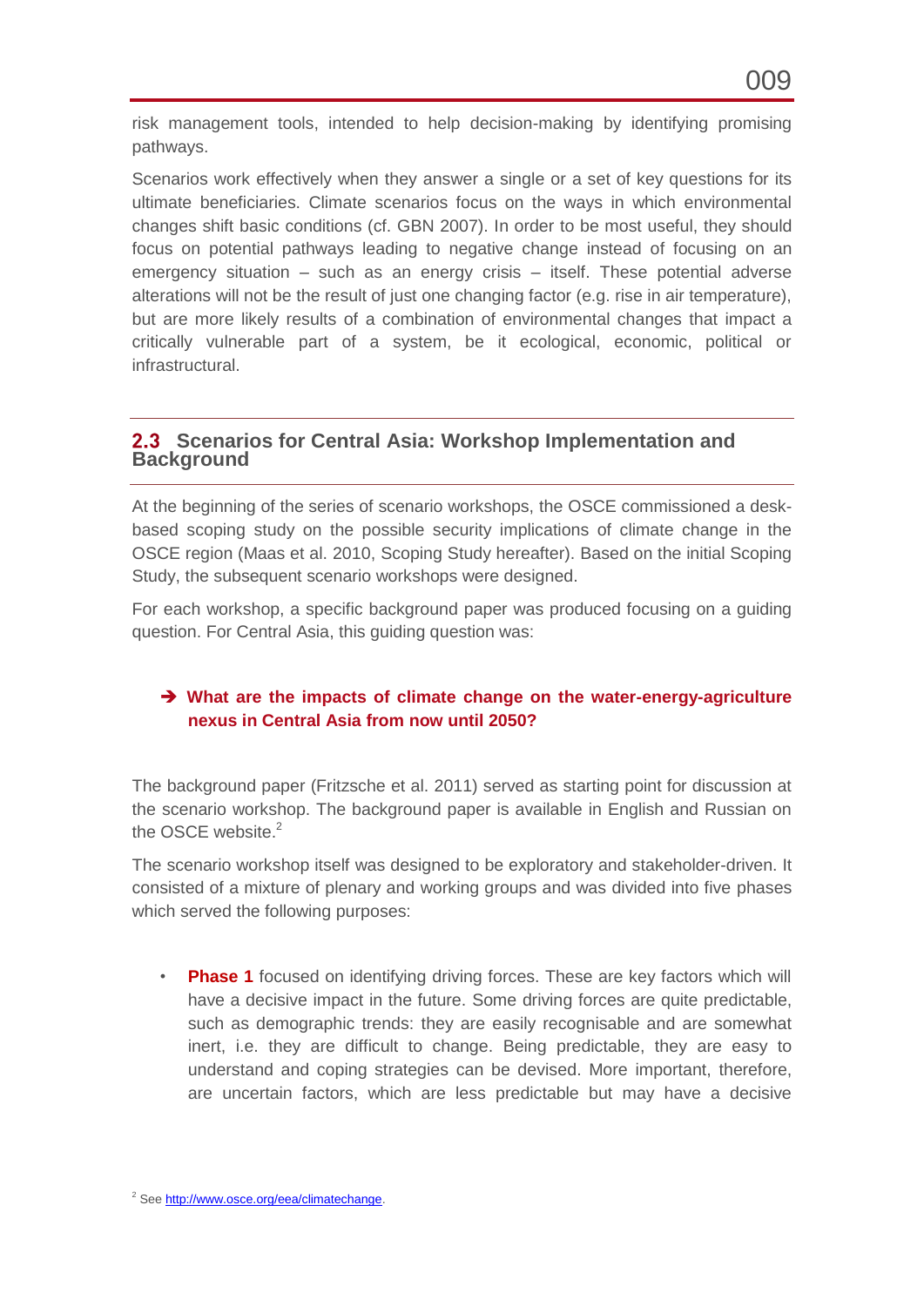risk management tools, intended to help decision-making by identifying promising pathways.

Scenarios work effectively when they answer a single or a set of key questions for its ultimate beneficiaries. Climate scenarios focus on the ways in which environmental changes shift basic conditions (cf. GBN 2007). In order to be most useful, they should focus on potential pathways leading to negative change instead of focusing on an emergency situation – such as an energy crisis – itself. These potential adverse alterations will not be the result of just one changing factor (e.g. rise in air temperature), but are more likely results of a combination of environmental changes that impact a critically vulnerable part of a system, be it ecological, economic, political or infrastructural.

## 2.3 Scenarios for Central Asia: Workshop Implementation and Background

At the beginning of the series of scenario workshops, the OSCE commissioned a desk-based scoping study on the possible security implications of climate change in the OSCE region (Maas et al. 2010, Scoping Study hereafter). Based on the initial Scoping Study, the subsequent scenario workshops were designed.

For each workshop, a specific background paper was produced focusing on a guiding question. For Central Asia, this guiding question was:

➔ **What are the impacts of climate change on the water-energy-agriculture nexus in Central Asia from now until 2050?**

The background paper (Fritzsche et al. 2011) served as starting point for discussion at the scenario workshop. The background paper is available in English and Russian on the OSCE website.[2]

The scenario workshop itself was designed to be exploratory and stakeholder-driven. It consisted of a mixture of plenary and working groups and was divided into five phases which served the following purposes:

- **Phase 1** focused on identifying driving forces. These are key factors which will have a decisive impact in the future. Some driving forces are quite predictable, such as demographic trends: they are easily recognisable and are somewhat inert, i.e. they are difficult to change. Being predictable, they are easy to understand and coping strategies can be devised. More important, therefore, are uncertain factors, which are less predictable but may have a decisive

[2] See http://www.osce.org/eea/climatechange.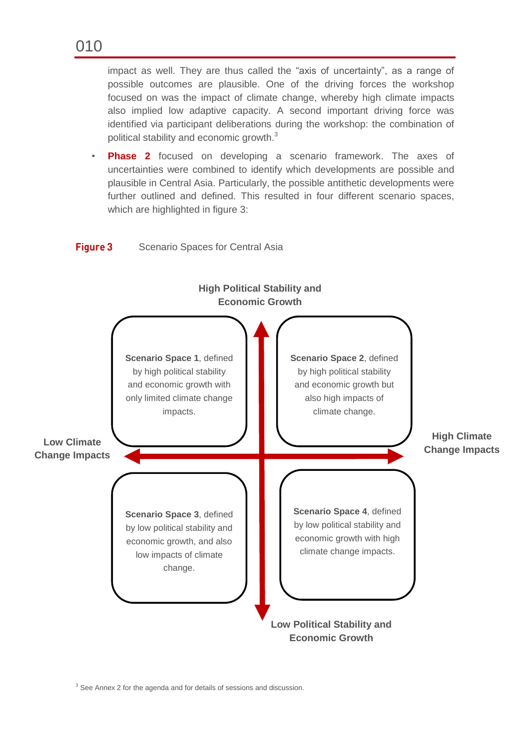impact as well. They are thus called the "axis of uncertainty", as a range of possible outcomes are plausible. One of the driving forces the workshop focused on was the impact of climate change, whereby high climate impacts also implied low adaptive capacity. A second important driving force was identified via participant deliberations during the workshop: the combination of political stability and economic growth.[3]

- **Phase 2** focused on developing a scenario framework. The axes of uncertainties were combined to identify which developments are possible and plausible in Central Asia. Particularly, the possible antithetic developments were further outlined and defined. This resulted in four different scenario spaces, which are highlighted in figure 3:

**Figure 3** Scenario Spaces for Central Asia

**High Political Stability and Economic Growth**

**Low Climate Change Impacts**

**High Climate Change Impacts**

**Low Political Stability and Economic Growth**

**Scenario Space 1**, defined by high political stability and economic growth with only limited climate change impacts.

**Scenario Space 2**, defined by high political stability and economic growth but also high impacts of climate change.

**Scenario Space 3**, defined by low political stability and economic growth, and also low impacts of climate change.

**Scenario Space 4**, defined by low political stability and economic growth with high climate change impacts.

[3] See Annex 2 for the agenda and for details of sessions and discussion.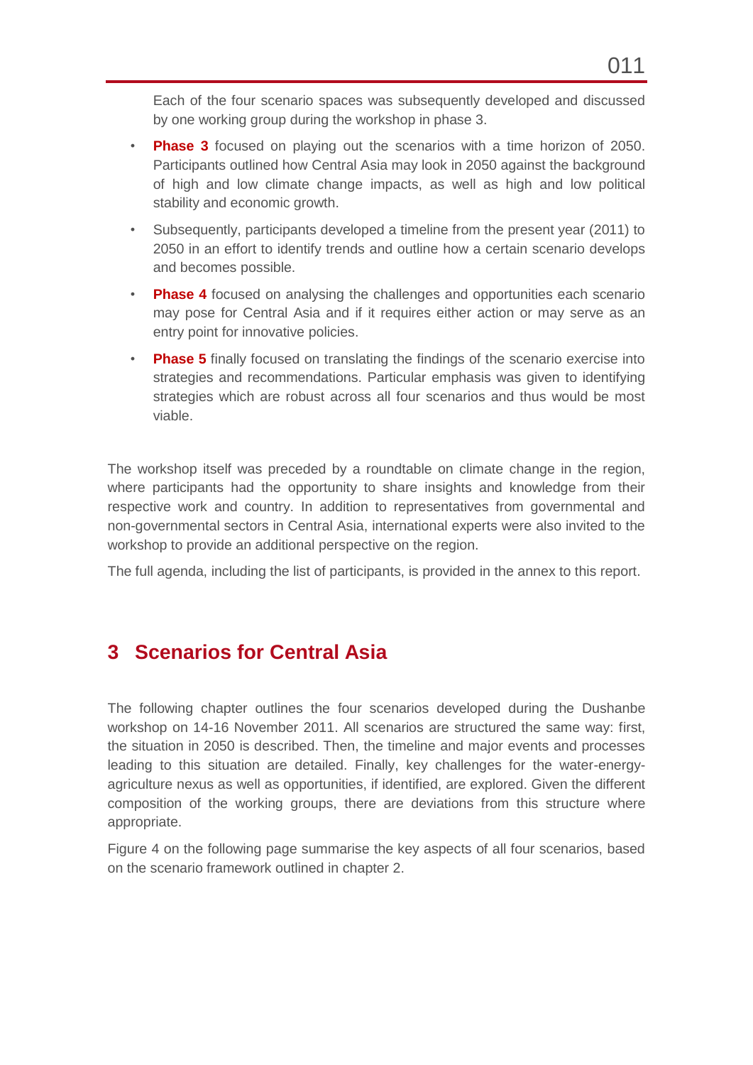Each of the four scenario spaces was subsequently developed and discussed by one working group during the workshop in phase 3.

- **Phase 3** focused on playing out the scenarios with a time horizon of 2050. Participants outlined how Central Asia may look in 2050 against the background of high and low climate change impacts, as well as high and low political stability and economic growth.
- Subsequently, participants developed a timeline from the present year (2011) to 2050 in an effort to identify trends and outline how a certain scenario develops and becomes possible.
- **Phase 4** focused on analysing the challenges and opportunities each scenario may pose for Central Asia and if it requires either action or may serve as an entry point for innovative policies.
- **Phase 5** finally focused on translating the findings of the scenario exercise into strategies and recommendations. Particular emphasis was given to identifying strategies which are robust across all four scenarios and thus would be most viable.

The workshop itself was preceded by a roundtable on climate change in the region, where participants had the opportunity to share insights and knowledge from their respective work and country. In addition to representatives from governmental and non-governmental sectors in Central Asia, international experts were also invited to the workshop to provide an additional perspective on the region.

The full agenda, including the list of participants, is provided in the annex to this report.

# 3 Scenarios for Central Asia

The following chapter outlines the four scenarios developed during the Dushanbe workshop on 14-16 November 2011. All scenarios are structured the same way: first, the situation in 2050 is described. Then, the timeline and major events and processes leading to this situation are detailed. Finally, key challenges for the water-energy-agriculture nexus as well as opportunities, if identified, are explored. Given the different composition of the working groups, there are deviations from this structure where appropriate.

Figure 4 on the following page summarise the key aspects of all four scenarios, based on the scenario framework outlined in chapter 2.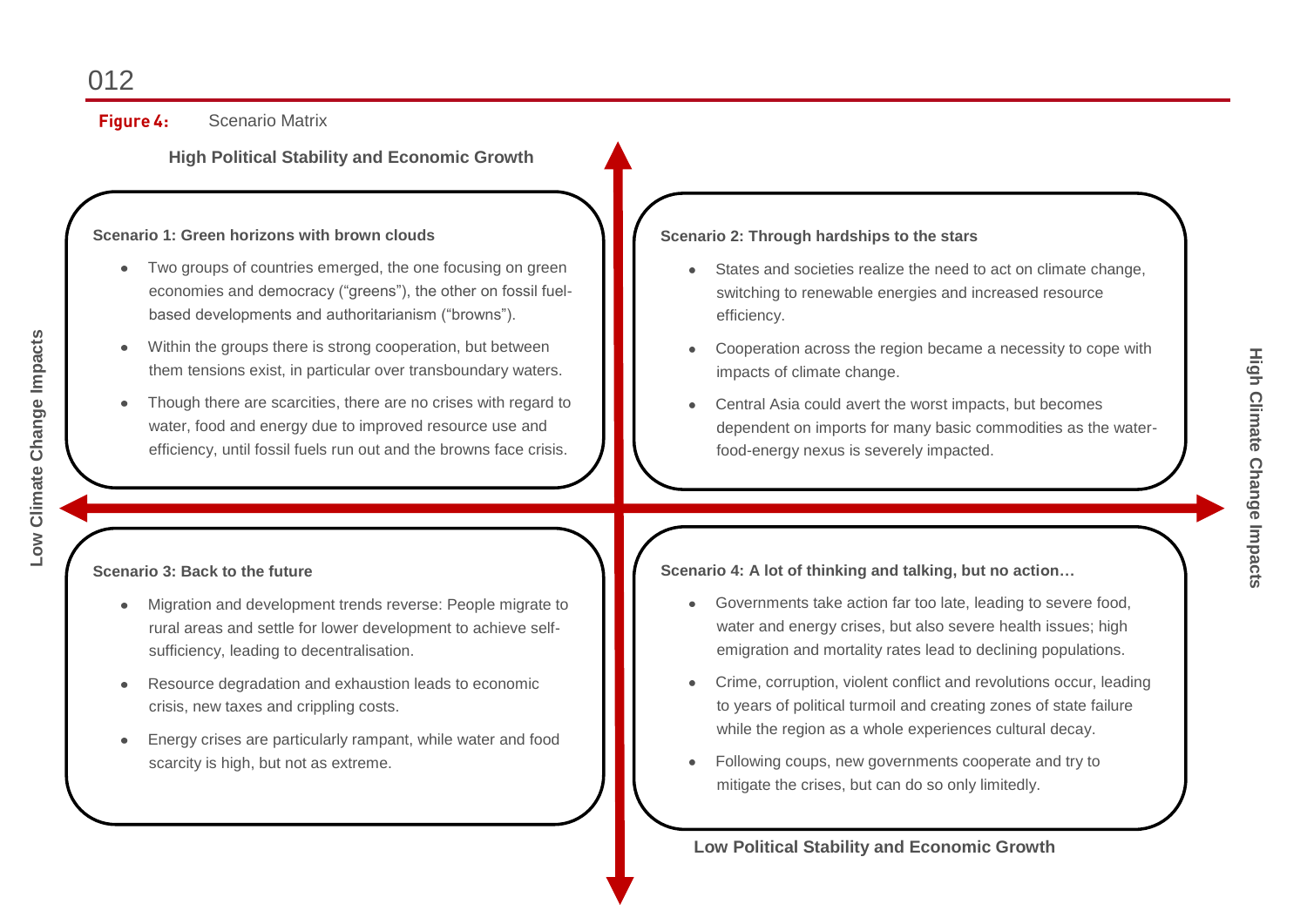**Figure 4:** Scenario Matrix

**High Political Stability and Economic Growth**

**Low Climate Change Impacts**

**High Climate Change Impacts**

**Scenario 1: Green horizons with brown clouds**

- Two groups of countries emerged, the one focusing on green economies and democracy ("greens"), the other on fossil fuel-based developments and authoritarianism ("browns").
- Within the groups there is strong cooperation, but between them tensions exist, in particular over transboundary waters.
- Though there are scarcities, there are no crises with regard to water, food and energy due to improved resource use and efficiency, until fossil fuels run out and the browns face crisis.

**Scenario 2: Through hardships to the stars**

- States and societies realize the need to act on climate change, switching to renewable energies and increased resource efficiency.
- Cooperation across the region became a necessity to cope with impacts of climate change.
- Central Asia could avert the worst impacts, but becomes dependent on imports for many basic commodities as the water-food-energy nexus is severely impacted.

**Scenario 3: Back to the future**

- Migration and development trends reverse: People migrate to rural areas and settle for lower development to achieve self-sufficiency, leading to decentralisation.
- Resource degradation and exhaustion leads to economic crisis, new taxes and crippling costs.
- Energy crises are particularly rampant, while water and food scarcity is high, but not as extreme.

**Scenario 4: A lot of thinking and talking, but no action…**

- Governments take action far too late, leading to severe food, water and energy crises, but also severe health issues; high emigration and mortality rates lead to declining populations.
- Crime, corruption, violent conflict and revolutions occur, leading to years of political turmoil and creating zones of state failure while the region as a whole experiences cultural decay.
- Following coups, new governments cooperate and try to mitigate the crises, but can do so only limitedly.

**Low Political Stability and Economic Growth**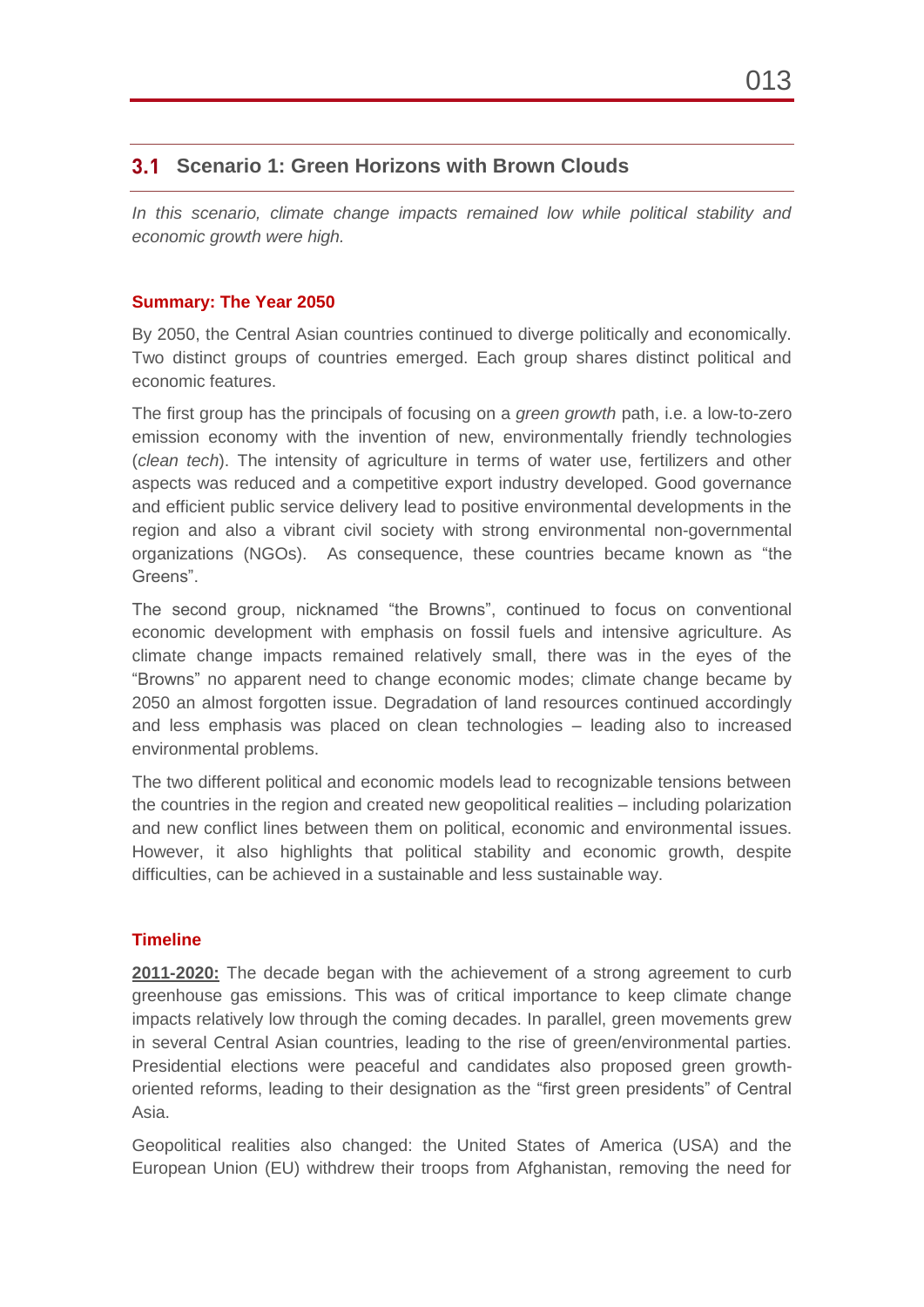## 3.1 Scenario 1: Green Horizons with Brown Clouds

*In this scenario, climate change impacts remained low while political stability and economic growth were high.*

### Summary: The Year 2050

By 2050, the Central Asian countries continued to diverge politically and economically. Two distinct groups of countries emerged. Each group shares distinct political and economic features.

The first group has the principals of focusing on a *green growth* path, i.e. a low-to-zero emission economy with the invention of new, environmentally friendly technologies (*clean tech*). The intensity of agriculture in terms of water use, fertilizers and other aspects was reduced and a competitive export industry developed. Good governance and efficient public service delivery lead to positive environmental developments in the region and also a vibrant civil society with strong environmental non-governmental organizations (NGOs). As consequence, these countries became known as "the Greens".

The second group, nicknamed "the Browns", continued to focus on conventional economic development with emphasis on fossil fuels and intensive agriculture. As climate change impacts remained relatively small, there was in the eyes of the "Browns" no apparent need to change economic modes; climate change became by 2050 an almost forgotten issue. Degradation of land resources continued accordingly and less emphasis was placed on clean technologies – leading also to increased environmental problems.

The two different political and economic models lead to recognizable tensions between the countries in the region and created new geopolitical realities – including polarization and new conflict lines between them on political, economic and environmental issues. However, it also highlights that political stability and economic growth, despite difficulties, can be achieved in a sustainable and less sustainable way.

### Timeline

**2011-2020:** The decade began with the achievement of a strong agreement to curb greenhouse gas emissions. This was of critical importance to keep climate change impacts relatively low through the coming decades. In parallel, green movements grew in several Central Asian countries, leading to the rise of green/environmental parties. Presidential elections were peaceful and candidates also proposed green growth-oriented reforms, leading to their designation as the "first green presidents" of Central Asia.

Geopolitical realities also changed: the United States of America (USA) and the European Union (EU) withdrew their troops from Afghanistan, removing the need for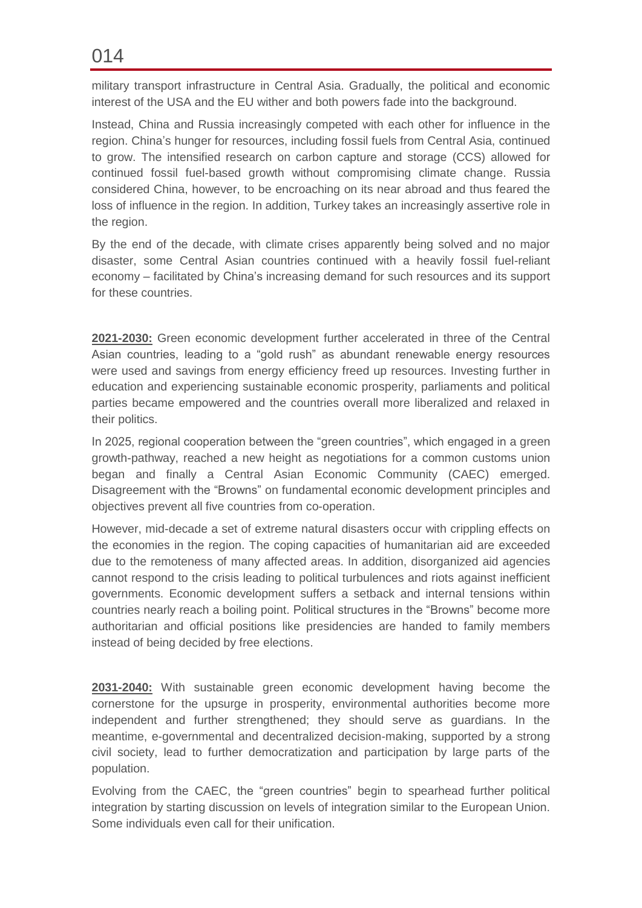military transport infrastructure in Central Asia. Gradually, the political and economic interest of the USA and the EU wither and both powers fade into the background.

Instead, China and Russia increasingly competed with each other for influence in the region. China's hunger for resources, including fossil fuels from Central Asia, continued to grow. The intensified research on carbon capture and storage (CCS) allowed for continued fossil fuel-based growth without compromising climate change. Russia considered China, however, to be encroaching on its near abroad and thus feared the loss of influence in the region. In addition, Turkey takes an increasingly assertive role in the region.

By the end of the decade, with climate crises apparently being solved and no major disaster, some Central Asian countries continued with a heavily fossil fuel-reliant economy – facilitated by China's increasing demand for such resources and its support for these countries.

**2021-2030:** Green economic development further accelerated in three of the Central Asian countries, leading to a "gold rush" as abundant renewable energy resources were used and savings from energy efficiency freed up resources. Investing further in education and experiencing sustainable economic prosperity, parliaments and political parties became empowered and the countries overall more liberalized and relaxed in their politics.

In 2025, regional cooperation between the "green countries", which engaged in a green growth-pathway, reached a new height as negotiations for a common customs union began and finally a Central Asian Economic Community (CAEC) emerged. Disagreement with the "Browns" on fundamental economic development principles and objectives prevent all five countries from co-operation.

However, mid-decade a set of extreme natural disasters occur with crippling effects on the economies in the region. The coping capacities of humanitarian aid are exceeded due to the remoteness of many affected areas. In addition, disorganized aid agencies cannot respond to the crisis leading to political turbulences and riots against inefficient governments. Economic development suffers a setback and internal tensions within countries nearly reach a boiling point. Political structures in the "Browns" become more authoritarian and official positions like presidencies are handed to family members instead of being decided by free elections.

**2031-2040:** With sustainable green economic development having become the cornerstone for the upsurge in prosperity, environmental authorities become more independent and further strengthened; they should serve as guardians. In the meantime, e-governmental and decentralized decision-making, supported by a strong civil society, lead to further democratization and participation by large parts of the population.

Evolving from the CAEC, the "green countries" begin to spearhead further political integration by starting discussion on levels of integration similar to the European Union. Some individuals even call for their unification.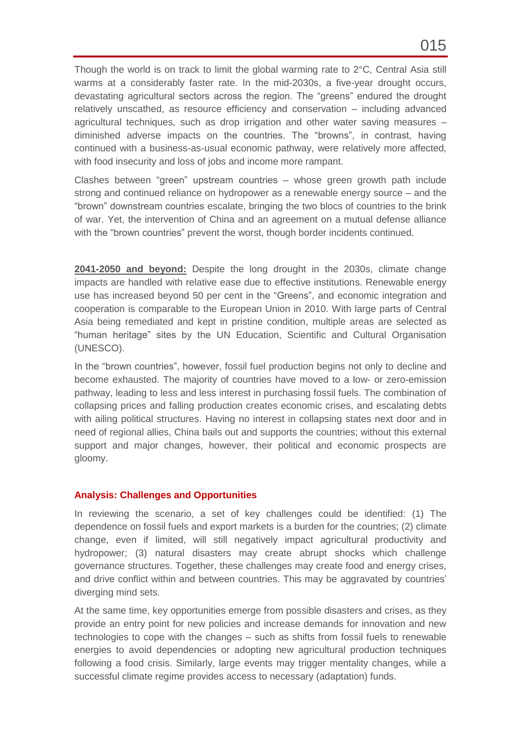Though the world is on track to limit the global warming rate to 2°C, Central Asia still warms at a considerably faster rate. In the mid-2030s, a five-year drought occurs, devastating agricultural sectors across the region. The "greens" endured the drought relatively unscathed, as resource efficiency and conservation – including advanced agricultural techniques, such as drop irrigation and other water saving measures – diminished adverse impacts on the countries. The "browns", in contrast, having continued with a business-as-usual economic pathway, were relatively more affected, with food insecurity and loss of jobs and income more rampant.

Clashes between "green" upstream countries – whose green growth path include strong and continued reliance on hydropower as a renewable energy source – and the "brown" downstream countries escalate, bringing the two blocs of countries to the brink of war. Yet, the intervention of China and an agreement on a mutual defense alliance with the "brown countries" prevent the worst, though border incidents continued.

**2041-2050 and beyond:** Despite the long drought in the 2030s, climate change impacts are handled with relative ease due to effective institutions. Renewable energy use has increased beyond 50 per cent in the "Greens", and economic integration and cooperation is comparable to the European Union in 2010. With large parts of Central Asia being remediated and kept in pristine condition, multiple areas are selected as "human heritage" sites by the UN Education, Scientific and Cultural Organisation (UNESCO).

In the "brown countries", however, fossil fuel production begins not only to decline and become exhausted. The majority of countries have moved to a low- or zero-emission pathway, leading to less and less interest in purchasing fossil fuels. The combination of collapsing prices and falling production creates economic crises, and escalating debts with ailing political structures. Having no interest in collapsing states next door and in need of regional allies, China bails out and supports the countries; without this external support and major changes, however, their political and economic prospects are gloomy.

## Analysis: Challenges and Opportunities

In reviewing the scenario, a set of key challenges could be identified: (1) The dependence on fossil fuels and export markets is a burden for the countries; (2) climate change, even if limited, will still negatively impact agricultural productivity and hydropower; (3) natural disasters may create abrupt shocks which challenge governance structures. Together, these challenges may create food and energy crises, and drive conflict within and between countries. This may be aggravated by countries' diverging mind sets.

At the same time, key opportunities emerge from possible disasters and crises, as they provide an entry point for new policies and increase demands for innovation and new technologies to cope with the changes – such as shifts from fossil fuels to renewable energies to avoid dependencies or adopting new agricultural production techniques following a food crisis. Similarly, large events may trigger mentality changes, while a successful climate regime provides access to necessary (adaptation) funds.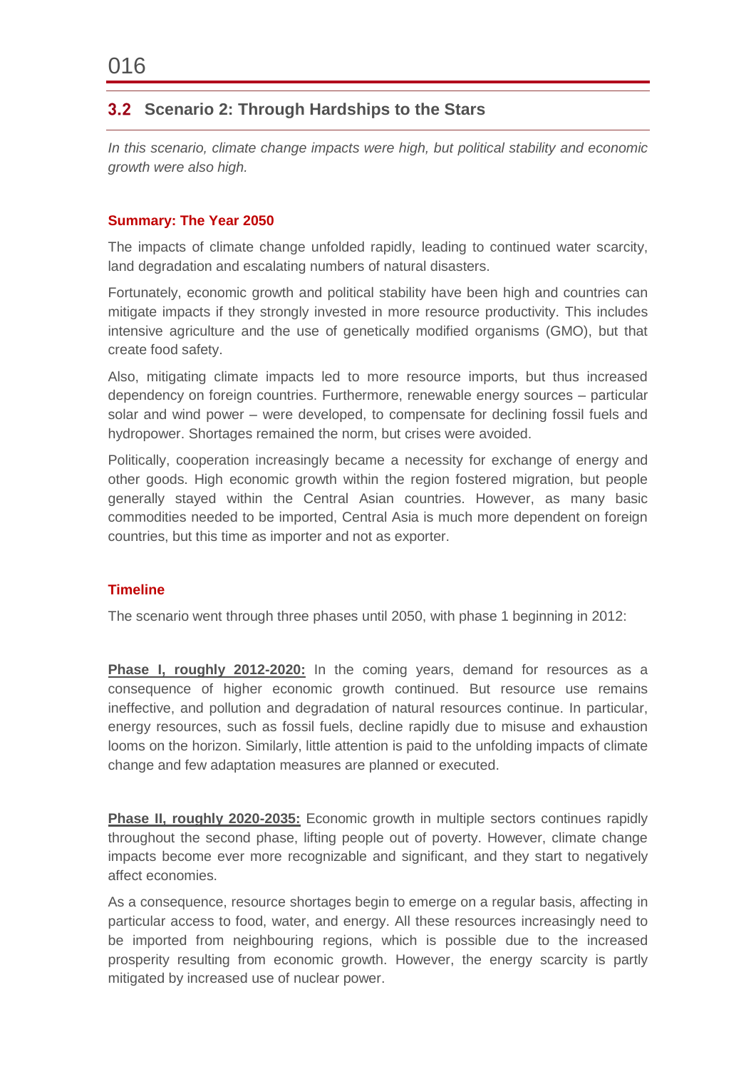## 3.2 Scenario 2: Through Hardships to the Stars

*In this scenario, climate change impacts were high, but political stability and economic growth were also high.*

### Summary: The Year 2050

The impacts of climate change unfolded rapidly, leading to continued water scarcity, land degradation and escalating numbers of natural disasters.

Fortunately, economic growth and political stability have been high and countries can mitigate impacts if they strongly invested in more resource productivity. This includes intensive agriculture and the use of genetically modified organisms (GMO), but that create food safety.

Also, mitigating climate impacts led to more resource imports, but thus increased dependency on foreign countries. Furthermore, renewable energy sources – particular solar and wind power – were developed, to compensate for declining fossil fuels and hydropower. Shortages remained the norm, but crises were avoided.

Politically, cooperation increasingly became a necessity for exchange of energy and other goods. High economic growth within the region fostered migration, but people generally stayed within the Central Asian countries. However, as many basic commodities needed to be imported, Central Asia is much more dependent on foreign countries, but this time as importer and not as exporter.

### Timeline

The scenario went through three phases until 2050, with phase 1 beginning in 2012:

**Phase I, roughly 2012-2020:** In the coming years, demand for resources as a consequence of higher economic growth continued. But resource use remains ineffective, and pollution and degradation of natural resources continue. In particular, energy resources, such as fossil fuels, decline rapidly due to misuse and exhaustion looms on the horizon. Similarly, little attention is paid to the unfolding impacts of climate change and few adaptation measures are planned or executed.

**Phase II, roughly 2020-2035:** Economic growth in multiple sectors continues rapidly throughout the second phase, lifting people out of poverty. However, climate change impacts become ever more recognizable and significant, and they start to negatively affect economies.

As a consequence, resource shortages begin to emerge on a regular basis, affecting in particular access to food, water, and energy. All these resources increasingly need to be imported from neighbouring regions, which is possible due to the increased prosperity resulting from economic growth. However, the energy scarcity is partly mitigated by increased use of nuclear power.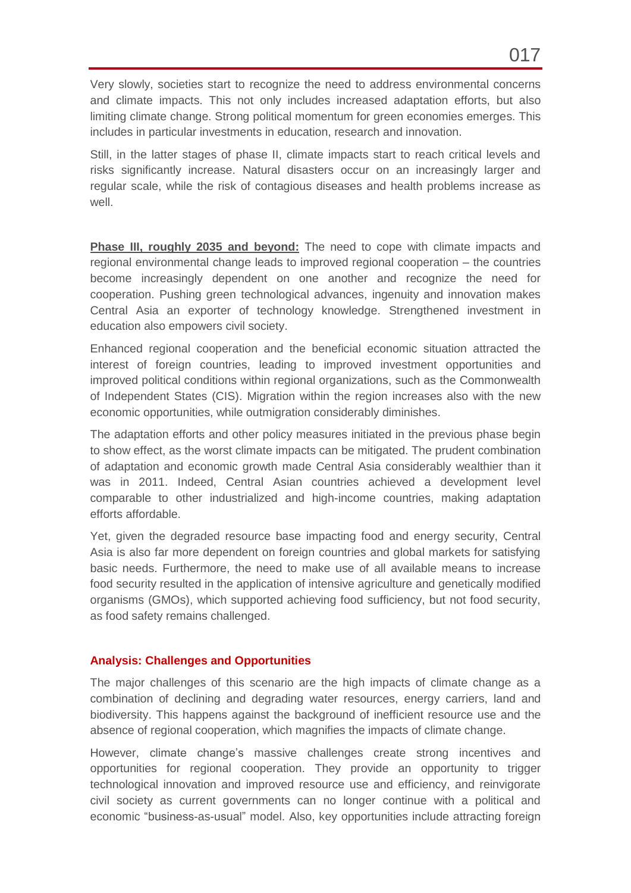Very slowly, societies start to recognize the need to address environmental concerns and climate impacts. This not only includes increased adaptation efforts, but also limiting climate change. Strong political momentum for green economies emerges. This includes in particular investments in education, research and innovation.

Still, in the latter stages of phase II, climate impacts start to reach critical levels and risks significantly increase. Natural disasters occur on an increasingly larger and regular scale, while the risk of contagious diseases and health problems increase as well.

**Phase III, roughly 2035 and beyond:** The need to cope with climate impacts and regional environmental change leads to improved regional cooperation – the countries become increasingly dependent on one another and recognize the need for cooperation. Pushing green technological advances, ingenuity and innovation makes Central Asia an exporter of technology knowledge. Strengthened investment in education also empowers civil society.

Enhanced regional cooperation and the beneficial economic situation attracted the interest of foreign countries, leading to improved investment opportunities and improved political conditions within regional organizations, such as the Commonwealth of Independent States (CIS). Migration within the region increases also with the new economic opportunities, while outmigration considerably diminishes.

The adaptation efforts and other policy measures initiated in the previous phase begin to show effect, as the worst climate impacts can be mitigated. The prudent combination of adaptation and economic growth made Central Asia considerably wealthier than it was in 2011. Indeed, Central Asian countries achieved a development level comparable to other industrialized and high-income countries, making adaptation efforts affordable.

Yet, given the degraded resource base impacting food and energy security, Central Asia is also far more dependent on foreign countries and global markets for satisfying basic needs. Furthermore, the need to make use of all available means to increase food security resulted in the application of intensive agriculture and genetically modified organisms (GMOs), which supported achieving food sufficiency, but not food security, as food safety remains challenged.

### Analysis: Challenges and Opportunities

The major challenges of this scenario are the high impacts of climate change as a combination of declining and degrading water resources, energy carriers, land and biodiversity. This happens against the background of inefficient resource use and the absence of regional cooperation, which magnifies the impacts of climate change.

However, climate change's massive challenges create strong incentives and opportunities for regional cooperation. They provide an opportunity to trigger technological innovation and improved resource use and efficiency, and reinvigorate civil society as current governments can no longer continue with a political and economic "business-as-usual" model. Also, key opportunities include attracting foreign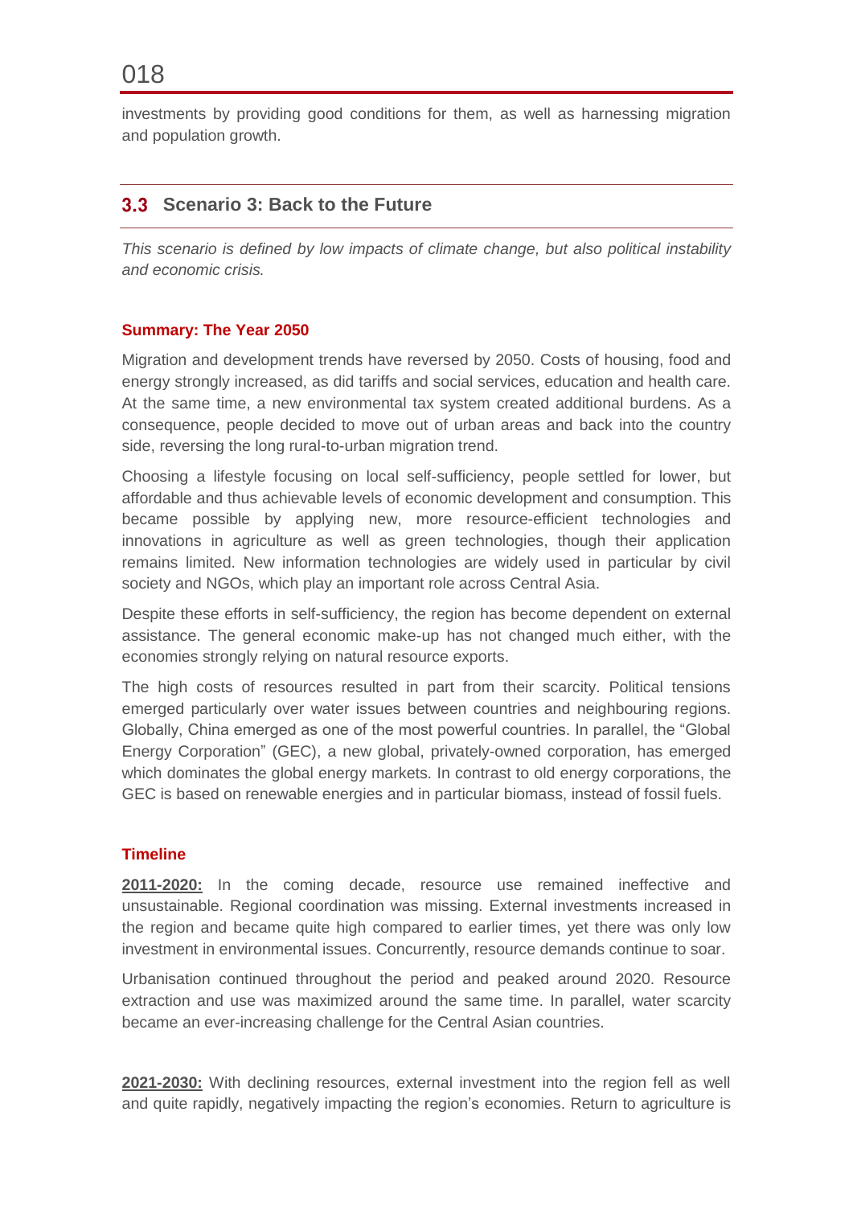investments by providing good conditions for them, as well as harnessing migration and population growth.

## 3.3 Scenario 3: Back to the Future

*This scenario is defined by low impacts of climate change, but also political instability and economic crisis.*

### Summary: The Year 2050

Migration and development trends have reversed by 2050. Costs of housing, food and energy strongly increased, as did tariffs and social services, education and health care. At the same time, a new environmental tax system created additional burdens. As a consequence, people decided to move out of urban areas and back into the country side, reversing the long rural-to-urban migration trend.

Choosing a lifestyle focusing on local self-sufficiency, people settled for lower, but affordable and thus achievable levels of economic development and consumption. This became possible by applying new, more resource-efficient technologies and innovations in agriculture as well as green technologies, though their application remains limited. New information technologies are widely used in particular by civil society and NGOs, which play an important role across Central Asia.

Despite these efforts in self-sufficiency, the region has become dependent on external assistance. The general economic make-up has not changed much either, with the economies strongly relying on natural resource exports.

The high costs of resources resulted in part from their scarcity. Political tensions emerged particularly over water issues between countries and neighbouring regions. Globally, China emerged as one of the most powerful countries. In parallel, the "Global Energy Corporation" (GEC), a new global, privately-owned corporation, has emerged which dominates the global energy markets. In contrast to old energy corporations, the GEC is based on renewable energies and in particular biomass, instead of fossil fuels.

### Timeline

**2011-2020:** In the coming decade, resource use remained ineffective and unsustainable. Regional coordination was missing. External investments increased in the region and became quite high compared to earlier times, yet there was only low investment in environmental issues. Concurrently, resource demands continue to soar.

Urbanisation continued throughout the period and peaked around 2020. Resource extraction and use was maximized around the same time. In parallel, water scarcity became an ever-increasing challenge for the Central Asian countries.

**2021-2030:** With declining resources, external investment into the region fell as well and quite rapidly, negatively impacting the region's economies. Return to agriculture is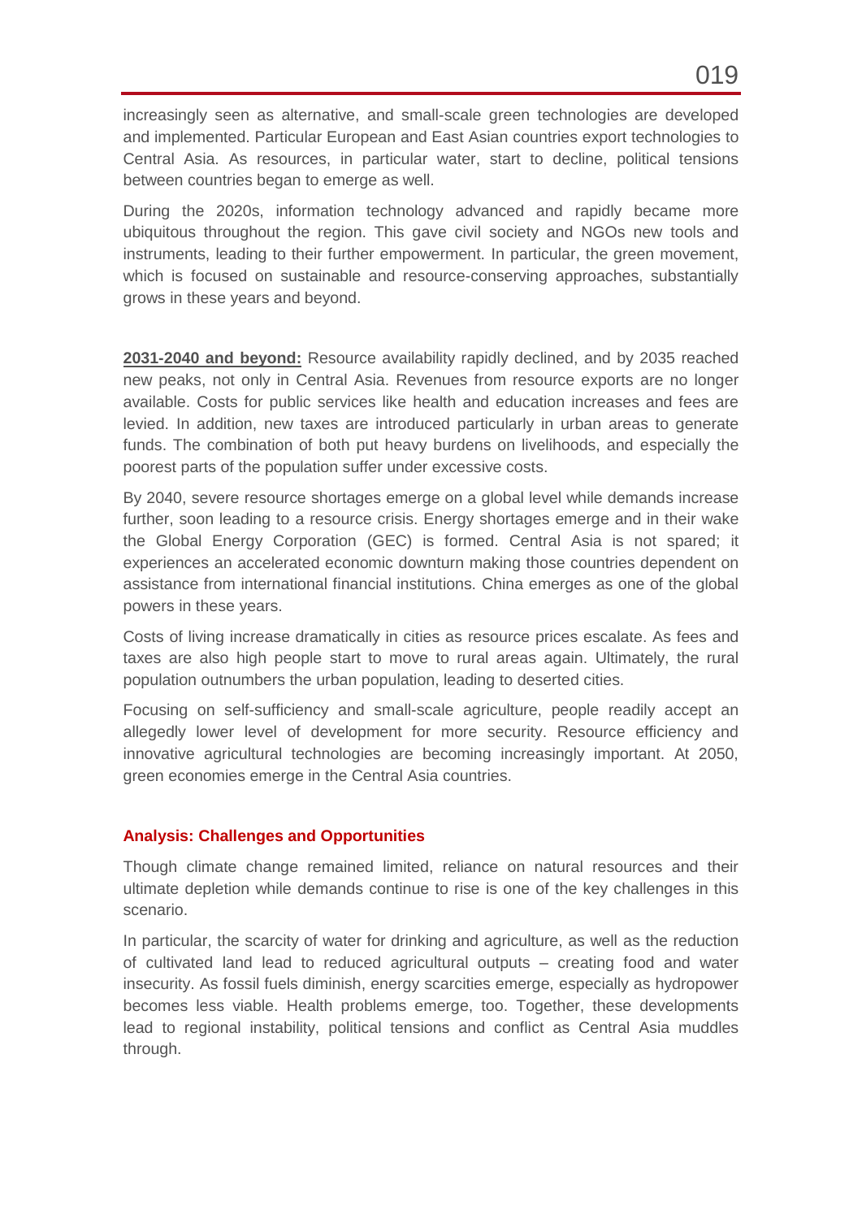increasingly seen as alternative, and small-scale green technologies are developed and implemented. Particular European and East Asian countries export technologies to Central Asia. As resources, in particular water, start to decline, political tensions between countries began to emerge as well.

During the 2020s, information technology advanced and rapidly became more ubiquitous throughout the region. This gave civil society and NGOs new tools and instruments, leading to their further empowerment. In particular, the green movement, which is focused on sustainable and resource-conserving approaches, substantially grows in these years and beyond.

**2031-2040 and beyond:** Resource availability rapidly declined, and by 2035 reached new peaks, not only in Central Asia. Revenues from resource exports are no longer available. Costs for public services like health and education increases and fees are levied. In addition, new taxes are introduced particularly in urban areas to generate funds. The combination of both put heavy burdens on livelihoods, and especially the poorest parts of the population suffer under excessive costs.

By 2040, severe resource shortages emerge on a global level while demands increase further, soon leading to a resource crisis. Energy shortages emerge and in their wake the Global Energy Corporation (GEC) is formed. Central Asia is not spared; it experiences an accelerated economic downturn making those countries dependent on assistance from international financial institutions. China emerges as one of the global powers in these years.

Costs of living increase dramatically in cities as resource prices escalate. As fees and taxes are also high people start to move to rural areas again. Ultimately, the rural population outnumbers the urban population, leading to deserted cities.

Focusing on self-sufficiency and small-scale agriculture, people readily accept an allegedly lower level of development for more security. Resource efficiency and innovative agricultural technologies are becoming increasingly important. At 2050, green economies emerge in the Central Asia countries.

### Analysis: Challenges and Opportunities

Though climate change remained limited, reliance on natural resources and their ultimate depletion while demands continue to rise is one of the key challenges in this scenario.

In particular, the scarcity of water for drinking and agriculture, as well as the reduction of cultivated land lead to reduced agricultural outputs – creating food and water insecurity. As fossil fuels diminish, energy scarcities emerge, especially as hydropower becomes less viable. Health problems emerge, too. Together, these developments lead to regional instability, political tensions and conflict as Central Asia muddles through.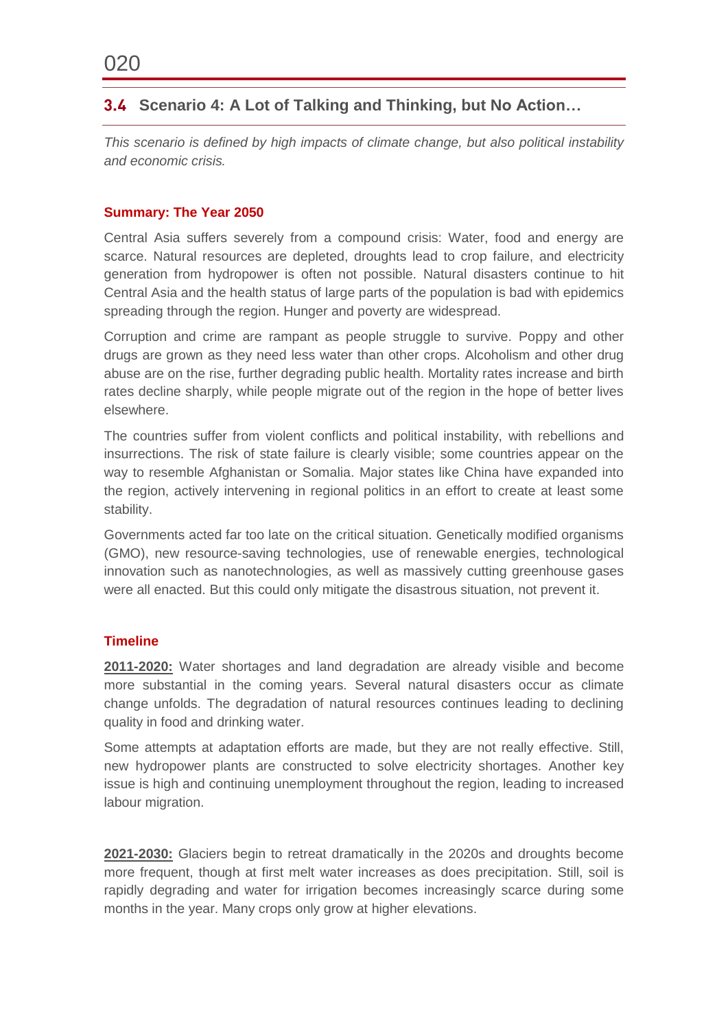## 3.4 Scenario 4: A Lot of Talking and Thinking, but No Action…

*This scenario is defined by high impacts of climate change, but also political instability and economic crisis.*

### Summary: The Year 2050

Central Asia suffers severely from a compound crisis: Water, food and energy are scarce. Natural resources are depleted, droughts lead to crop failure, and electricity generation from hydropower is often not possible. Natural disasters continue to hit Central Asia and the health status of large parts of the population is bad with epidemics spreading through the region. Hunger and poverty are widespread.

Corruption and crime are rampant as people struggle to survive. Poppy and other drugs are grown as they need less water than other crops. Alcoholism and other drug abuse are on the rise, further degrading public health. Mortality rates increase and birth rates decline sharply, while people migrate out of the region in the hope of better lives elsewhere.

The countries suffer from violent conflicts and political instability, with rebellions and insurrections. The risk of state failure is clearly visible; some countries appear on the way to resemble Afghanistan or Somalia. Major states like China have expanded into the region, actively intervening in regional politics in an effort to create at least some stability.

Governments acted far too late on the critical situation. Genetically modified organisms (GMO), new resource-saving technologies, use of renewable energies, technological innovation such as nanotechnologies, as well as massively cutting greenhouse gases were all enacted. But this could only mitigate the disastrous situation, not prevent it.

### Timeline

**2011-2020:** Water shortages and land degradation are already visible and become more substantial in the coming years. Several natural disasters occur as climate change unfolds. The degradation of natural resources continues leading to declining quality in food and drinking water.

Some attempts at adaptation efforts are made, but they are not really effective. Still, new hydropower plants are constructed to solve electricity shortages. Another key issue is high and continuing unemployment throughout the region, leading to increased labour migration.

**2021-2030:** Glaciers begin to retreat dramatically in the 2020s and droughts become more frequent, though at first melt water increases as does precipitation. Still, soil is rapidly degrading and water for irrigation becomes increasingly scarce during some months in the year. Many crops only grow at higher elevations.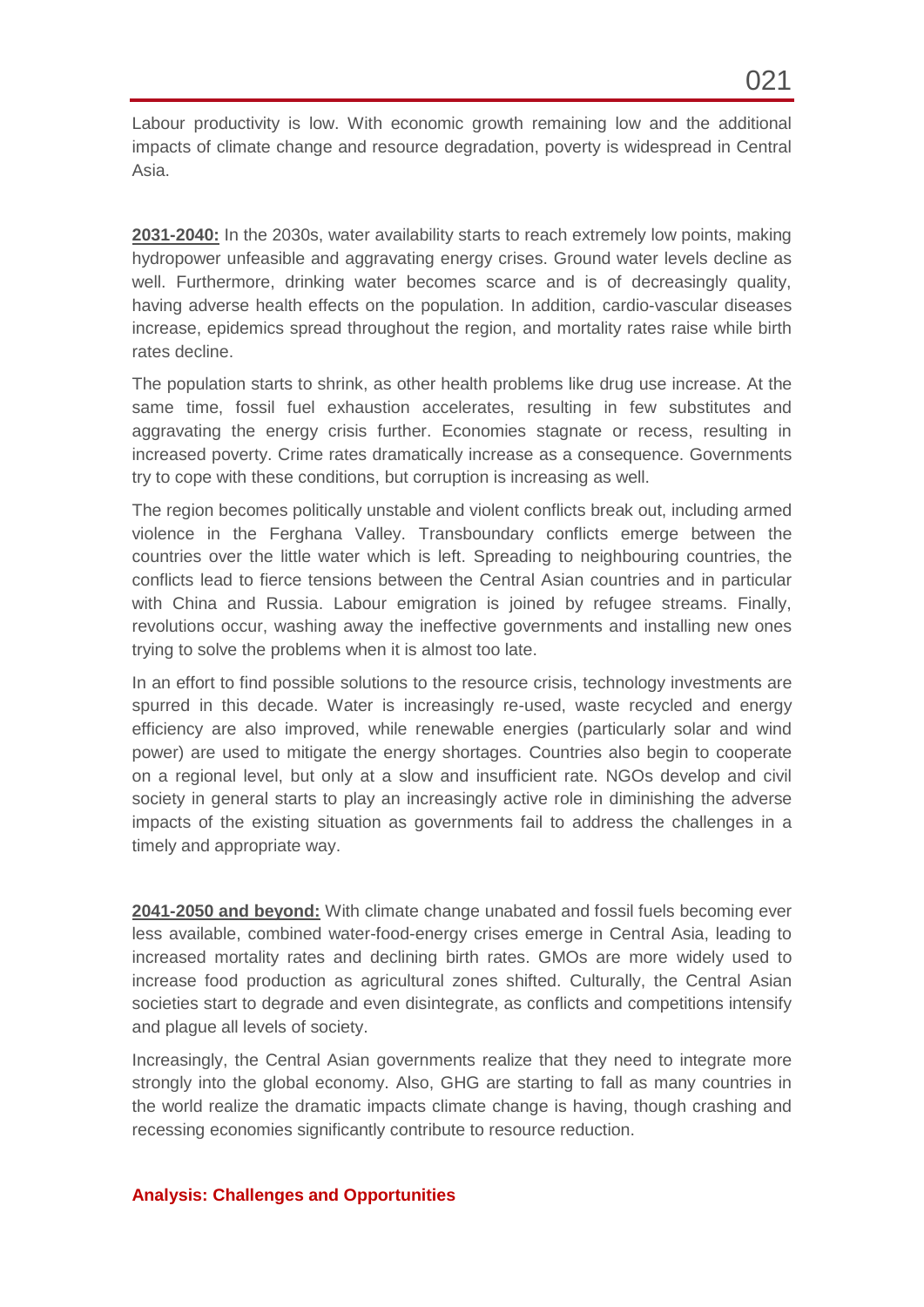Labour productivity is low. With economic growth remaining low and the additional impacts of climate change and resource degradation, poverty is widespread in Central Asia.

**2031-2040:** In the 2030s, water availability starts to reach extremely low points, making hydropower unfeasible and aggravating energy crises. Ground water levels decline as well. Furthermore, drinking water becomes scarce and is of decreasingly quality, having adverse health effects on the population. In addition, cardio-vascular diseases increase, epidemics spread throughout the region, and mortality rates raise while birth rates decline.

The population starts to shrink, as other health problems like drug use increase. At the same time, fossil fuel exhaustion accelerates, resulting in few substitutes and aggravating the energy crisis further. Economies stagnate or recess, resulting in increased poverty. Crime rates dramatically increase as a consequence. Governments try to cope with these conditions, but corruption is increasing as well.

The region becomes politically unstable and violent conflicts break out, including armed violence in the Ferghana Valley. Transboundary conflicts emerge between the countries over the little water which is left. Spreading to neighbouring countries, the conflicts lead to fierce tensions between the Central Asian countries and in particular with China and Russia. Labour emigration is joined by refugee streams. Finally, revolutions occur, washing away the ineffective governments and installing new ones trying to solve the problems when it is almost too late.

In an effort to find possible solutions to the resource crisis, technology investments are spurred in this decade. Water is increasingly re-used, waste recycled and energy efficiency are also improved, while renewable energies (particularly solar and wind power) are used to mitigate the energy shortages. Countries also begin to cooperate on a regional level, but only at a slow and insufficient rate. NGOs develop and civil society in general starts to play an increasingly active role in diminishing the adverse impacts of the existing situation as governments fail to address the challenges in a timely and appropriate way.

**2041-2050 and beyond:** With climate change unabated and fossil fuels becoming ever less available, combined water-food-energy crises emerge in Central Asia, leading to increased mortality rates and declining birth rates. GMOs are more widely used to increase food production as agricultural zones shifted. Culturally, the Central Asian societies start to degrade and even disintegrate, as conflicts and competitions intensify and plague all levels of society.

Increasingly, the Central Asian governments realize that they need to integrate more strongly into the global economy. Also, GHG are starting to fall as many countries in the world realize the dramatic impacts climate change is having, though crashing and recessing economies significantly contribute to resource reduction.

### Analysis: Challenges and Opportunities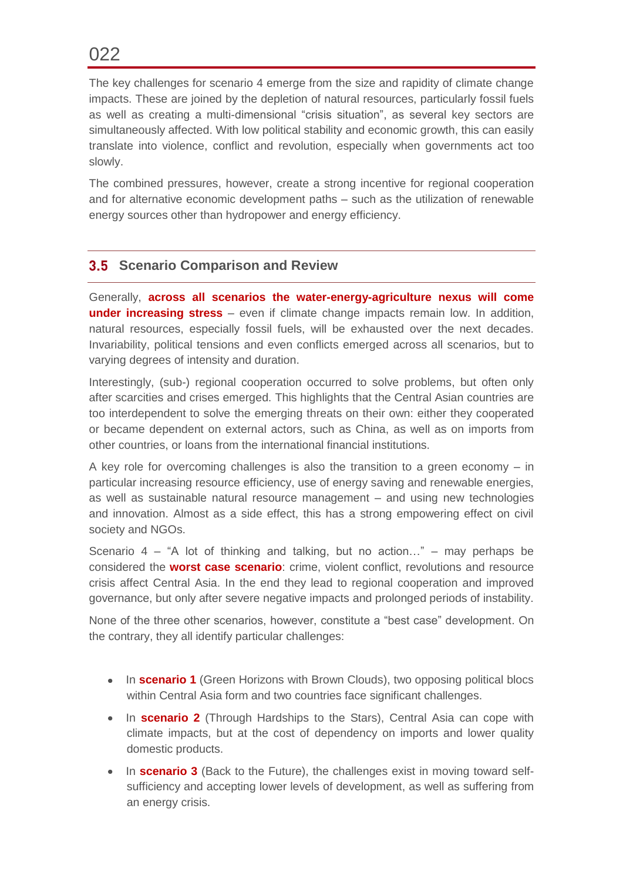The key challenges for scenario 4 emerge from the size and rapidity of climate change impacts. These are joined by the depletion of natural resources, particularly fossil fuels as well as creating a multi-dimensional "crisis situation", as several key sectors are simultaneously affected. With low political stability and economic growth, this can easily translate into violence, conflict and revolution, especially when governments act too slowly.

The combined pressures, however, create a strong incentive for regional cooperation and for alternative economic development paths – such as the utilization of renewable energy sources other than hydropower and energy efficiency.

## 3.5 Scenario Comparison and Review

Generally, **across all scenarios the water-energy-agriculture nexus will come under increasing stress** – even if climate change impacts remain low. In addition, natural resources, especially fossil fuels, will be exhausted over the next decades. Invariability, political tensions and even conflicts emerged across all scenarios, but to varying degrees of intensity and duration.

Interestingly, (sub-) regional cooperation occurred to solve problems, but often only after scarcities and crises emerged. This highlights that the Central Asian countries are too interdependent to solve the emerging threats on their own: either they cooperated or became dependent on external actors, such as China, as well as on imports from other countries, or loans from the international financial institutions.

A key role for overcoming challenges is also the transition to a green economy – in particular increasing resource efficiency, use of energy saving and renewable energies, as well as sustainable natural resource management – and using new technologies and innovation. Almost as a side effect, this has a strong empowering effect on civil society and NGOs.

Scenario 4 – "A lot of thinking and talking, but no action…" – may perhaps be considered the **worst case scenario**: crime, violent conflict, revolutions and resource crisis affect Central Asia. In the end they lead to regional cooperation and improved governance, but only after severe negative impacts and prolonged periods of instability.

None of the three other scenarios, however, constitute a "best case" development. On the contrary, they all identify particular challenges:

- In **scenario 1** (Green Horizons with Brown Clouds), two opposing political blocs within Central Asia form and two countries face significant challenges.
- In **scenario 2** (Through Hardships to the Stars), Central Asia can cope with climate impacts, but at the cost of dependency on imports and lower quality domestic products.
- In **scenario 3** (Back to the Future), the challenges exist in moving toward self-sufficiency and accepting lower levels of development, as well as suffering from an energy crisis.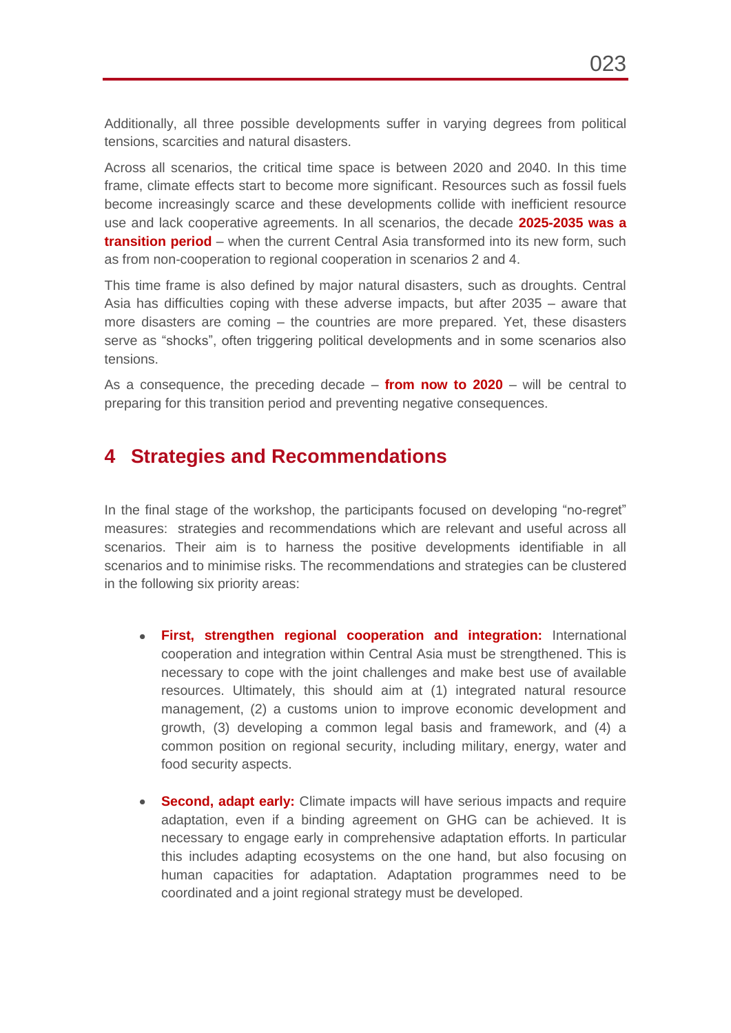Additionally, all three possible developments suffer in varying degrees from political tensions, scarcities and natural disasters.

Across all scenarios, the critical time space is between 2020 and 2040. In this time frame, climate effects start to become more significant. Resources such as fossil fuels become increasingly scarce and these developments collide with inefficient resource use and lack cooperative agreements. In all scenarios, the decade **2025-2035 was a transition period** – when the current Central Asia transformed into its new form, such as from non-cooperation to regional cooperation in scenarios 2 and 4.

This time frame is also defined by major natural disasters, such as droughts. Central Asia has difficulties coping with these adverse impacts, but after 2035 – aware that more disasters are coming – the countries are more prepared. Yet, these disasters serve as "shocks", often triggering political developments and in some scenarios also tensions.

As a consequence, the preceding decade – **from now to 2020** – will be central to preparing for this transition period and preventing negative consequences.

# 4 Strategies and Recommendations

In the final stage of the workshop, the participants focused on developing "no-regret" measures: strategies and recommendations which are relevant and useful across all scenarios. Their aim is to harness the positive developments identifiable in all scenarios and to minimise risks. The recommendations and strategies can be clustered in the following six priority areas:

- **First, strengthen regional cooperation and integration:** International cooperation and integration within Central Asia must be strengthened. This is necessary to cope with the joint challenges and make best use of available resources. Ultimately, this should aim at (1) integrated natural resource management, (2) a customs union to improve economic development and growth, (3) developing a common legal basis and framework, and (4) a common position on regional security, including military, energy, water and food security aspects.

- **Second, adapt early:** Climate impacts will have serious impacts and require adaptation, even if a binding agreement on GHG can be achieved. It is necessary to engage early in comprehensive adaptation efforts. In particular this includes adapting ecosystems on the one hand, but also focusing on human capacities for adaptation. Adaptation programmes need to be coordinated and a joint regional strategy must be developed.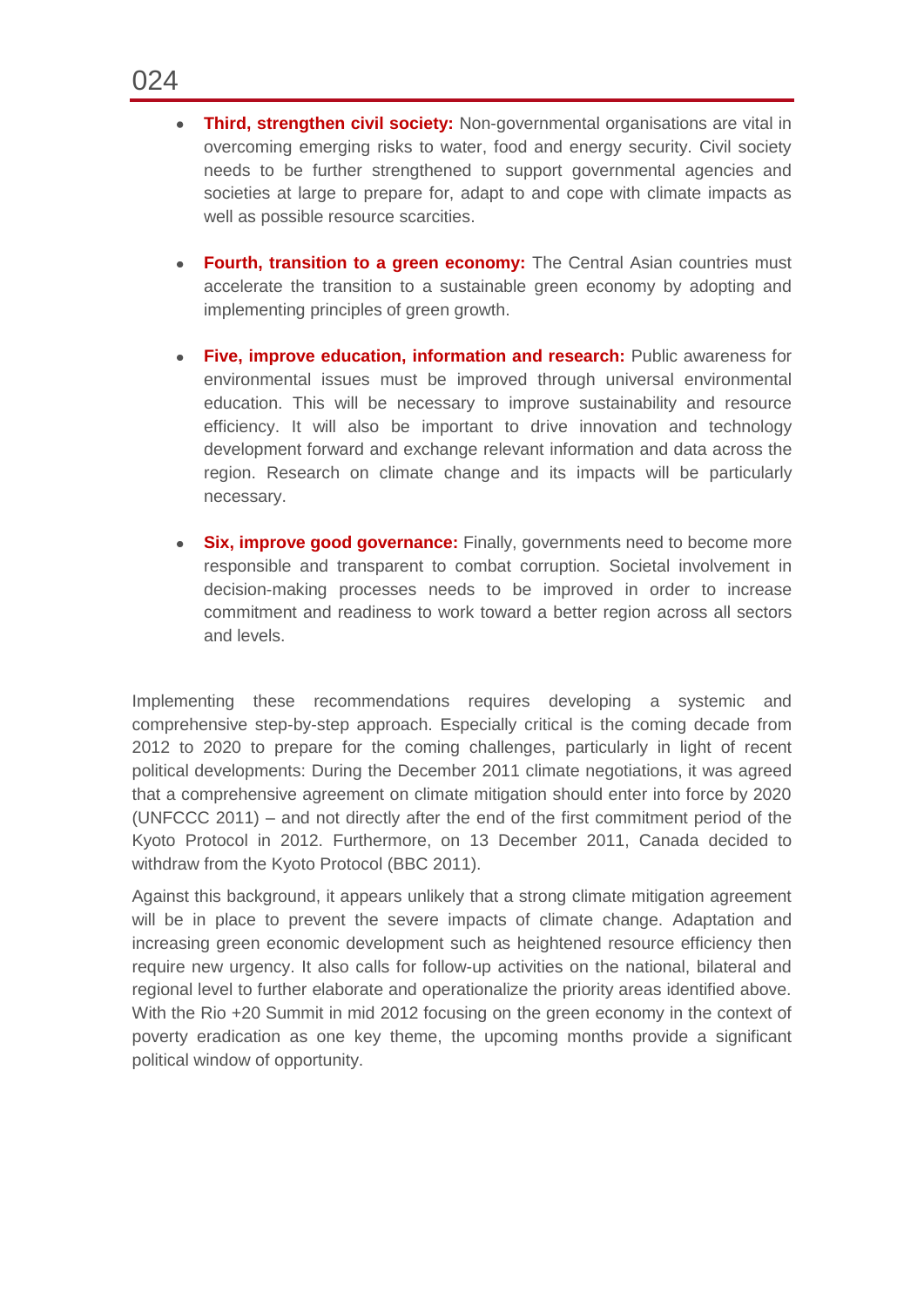- **Third, strengthen civil society:** Non-governmental organisations are vital in overcoming emerging risks to water, food and energy security. Civil society needs to be further strengthened to support governmental agencies and societies at large to prepare for, adapt to and cope with climate impacts as well as possible resource scarcities.

- **Fourth, transition to a green economy:** The Central Asian countries must accelerate the transition to a sustainable green economy by adopting and implementing principles of green growth.

- **Five, improve education, information and research:** Public awareness for environmental issues must be improved through universal environmental education. This will be necessary to improve sustainability and resource efficiency. It will also be important to drive innovation and technology development forward and exchange relevant information and data across the region. Research on climate change and its impacts will be particularly necessary.

- **Six, improve good governance:** Finally, governments need to become more responsible and transparent to combat corruption. Societal involvement in decision-making processes needs to be improved in order to increase commitment and readiness to work toward a better region across all sectors and levels.

Implementing these recommendations requires developing a systemic and comprehensive step-by-step approach. Especially critical is the coming decade from 2012 to 2020 to prepare for the coming challenges, particularly in light of recent political developments: During the December 2011 climate negotiations, it was agreed that a comprehensive agreement on climate mitigation should enter into force by 2020 (UNFCCC 2011) – and not directly after the end of the first commitment period of the Kyoto Protocol in 2012. Furthermore, on 13 December 2011, Canada decided to withdraw from the Kyoto Protocol (BBC 2011).

Against this background, it appears unlikely that a strong climate mitigation agreement will be in place to prevent the severe impacts of climate change. Adaptation and increasing green economic development such as heightened resource efficiency then require new urgency. It also calls for follow-up activities on the national, bilateral and regional level to further elaborate and operationalize the priority areas identified above. With the Rio +20 Summit in mid 2012 focusing on the green economy in the context of poverty eradication as one key theme, the upcoming months provide a significant political window of opportunity.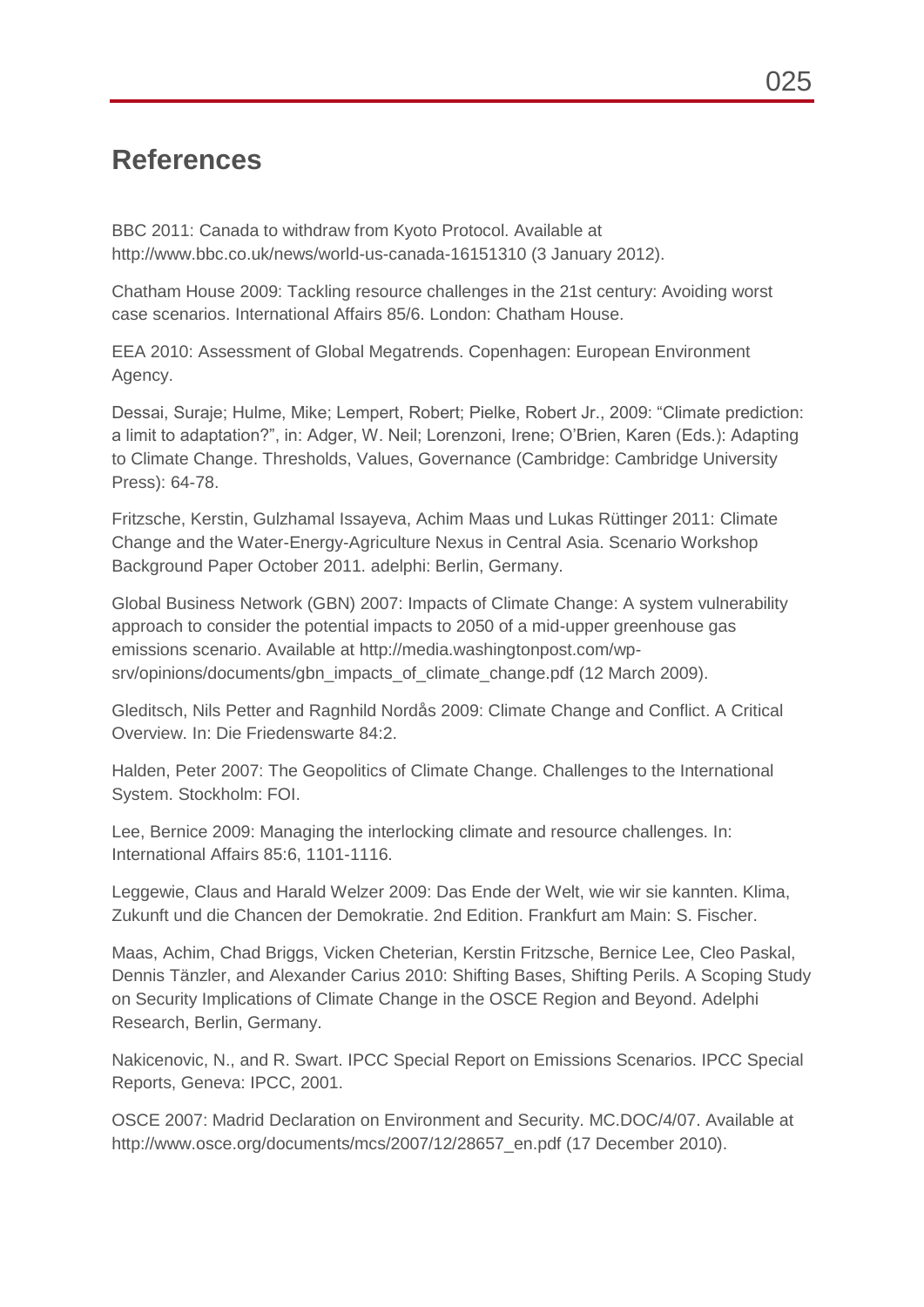## References

BBC 2011: Canada to withdraw from Kyoto Protocol. Available at http://www.bbc.co.uk/news/world-us-canada-16151310 (3 January 2012).

Chatham House 2009: Tackling resource challenges in the 21st century: Avoiding worst case scenarios. International Affairs 85/6. London: Chatham House.

EEA 2010: Assessment of Global Megatrends. Copenhagen: European Environment Agency.

Dessai, Suraje; Hulme, Mike; Lempert, Robert; Pielke, Robert Jr., 2009: "Climate prediction: a limit to adaptation?", in: Adger, W. Neil; Lorenzoni, Irene; O'Brien, Karen (Eds.): Adapting to Climate Change. Thresholds, Values, Governance (Cambridge: Cambridge University Press): 64-78.

Fritzsche, Kerstin, Gulzhamal Issayeva, Achim Maas und Lukas Rüttinger 2011: Climate Change and the Water-Energy-Agriculture Nexus in Central Asia. Scenario Workshop Background Paper October 2011. adelphi: Berlin, Germany.

Global Business Network (GBN) 2007: Impacts of Climate Change: A system vulnerability approach to consider the potential impacts to 2050 of a mid-upper greenhouse gas emissions scenario. Available at http://media.washingtonpost.com/wp-srv/opinions/documents/gbn_impacts_of_climate_change.pdf (12 March 2009).

Gleditsch, Nils Petter and Ragnhild Nordås 2009: Climate Change and Conflict. A Critical Overview. In: Die Friedenswarte 84:2.

Halden, Peter 2007: The Geopolitics of Climate Change. Challenges to the International System. Stockholm: FOI.

Lee, Bernice 2009: Managing the interlocking climate and resource challenges. In: International Affairs 85:6, 1101-1116.

Leggewie, Claus and Harald Welzer 2009: Das Ende der Welt, wie wir sie kannten. Klima, Zukunft und die Chancen der Demokratie. 2nd Edition. Frankfurt am Main: S. Fischer.

Maas, Achim, Chad Briggs, Vicken Cheterian, Kerstin Fritzsche, Bernice Lee, Cleo Paskal, Dennis Tänzler, and Alexander Carius 2010: Shifting Bases, Shifting Perils. A Scoping Study on Security Implications of Climate Change in the OSCE Region and Beyond. Adelphi Research, Berlin, Germany.

Nakicenovic, N., and R. Swart. IPCC Special Report on Emissions Scenarios. IPCC Special Reports, Geneva: IPCC, 2001.

OSCE 2007: Madrid Declaration on Environment and Security. MC.DOC/4/07. Available at http://www.osce.org/documents/mcs/2007/12/28657_en.pdf (17 December 2010).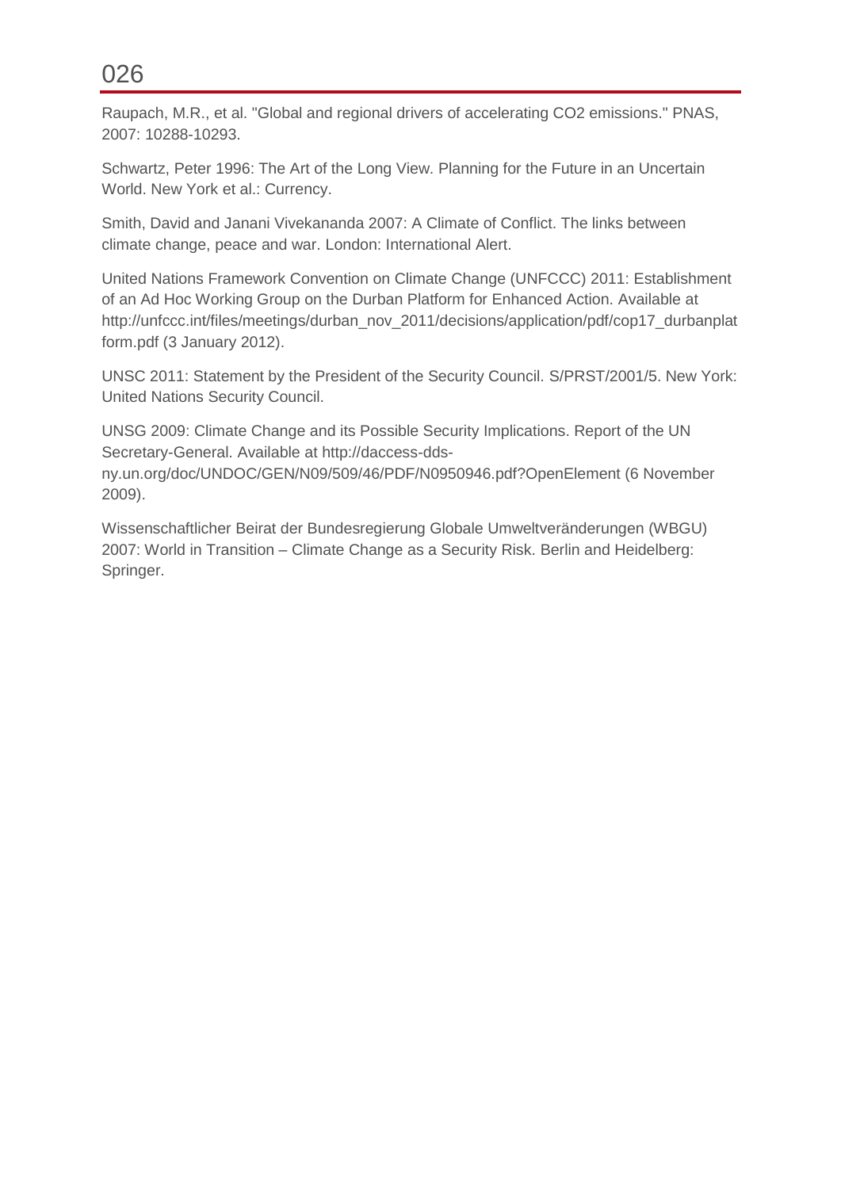Raupach, M.R., et al. "Global and regional drivers of accelerating $CO_2$ emissions." PNAS, 2007: 10288-10293.

Schwartz, Peter 1996: The Art of the Long View. Planning for the Future in an Uncertain World. New York et al.: Currency.

Smith, David and Janani Vivekananda 2007: A Climate of Conflict. The links between climate change, peace and war. London: International Alert.

United Nations Framework Convention on Climate Change (UNFCCC) 2011: Establishment of an Ad Hoc Working Group on the Durban Platform for Enhanced Action. Available at http://unfccc.int/files/meetings/durban_nov_2011/decisions/application/pdf/cop17_durbanplatform.pdf (3 January 2012).

UNSC 2011: Statement by the President of the Security Council. S/PRST/2001/5. New York: United Nations Security Council.

UNSG 2009: Climate Change and its Possible Security Implications. Report of the UN Secretary-General. Available at http://daccess-dds-ny.un.org/doc/UNDOC/GEN/N09/509/46/PDF/N0950946.pdf?OpenElement (6 November 2009).

Wissenschaftlicher Beirat der Bundesregierung Globale Umweltveränderungen (WBGU) 2007: World in Transition – Climate Change as a Security Risk. Berlin and Heidelberg: Springer.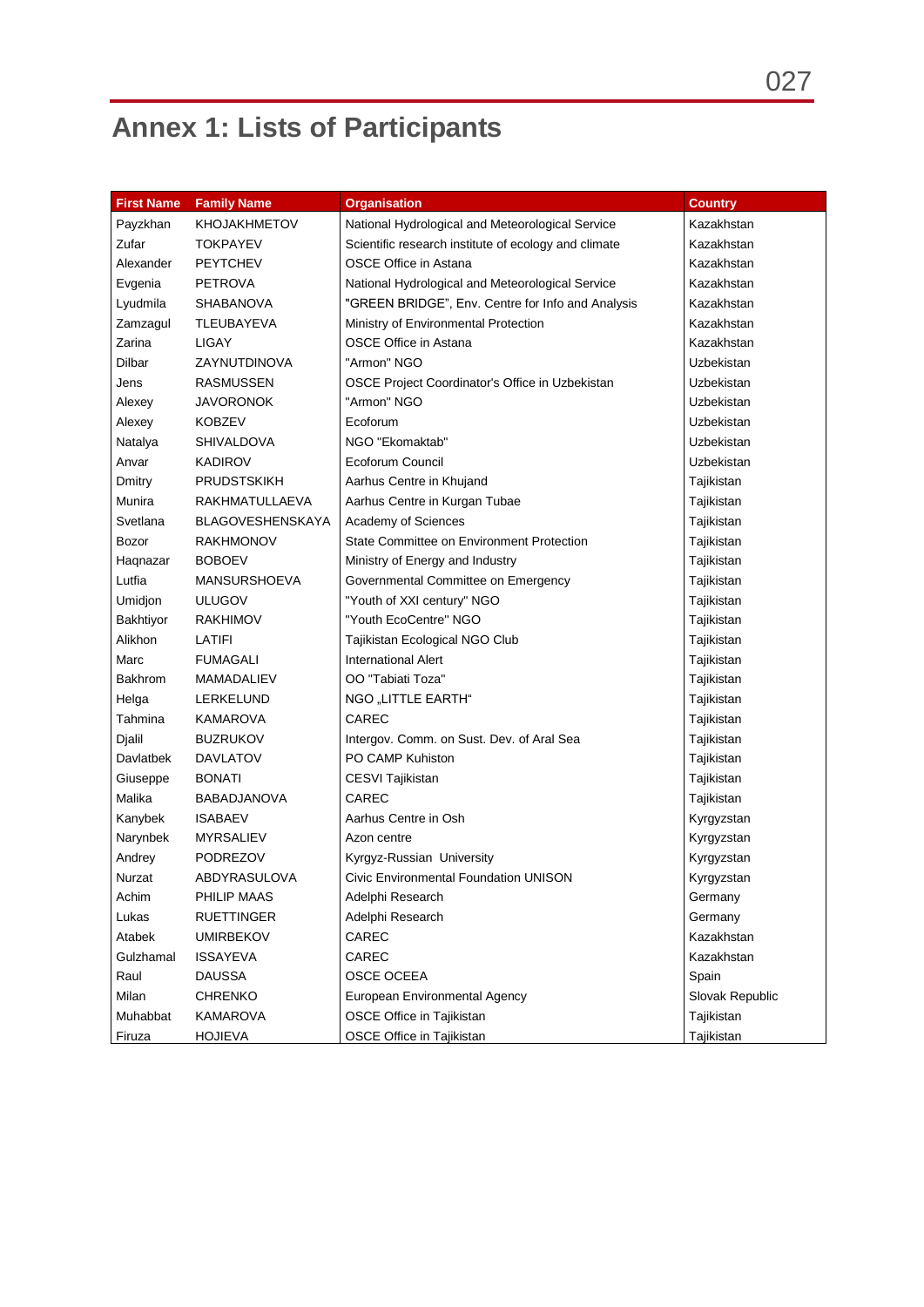# Annex 1: Lists of Participants

| First Name | Family Name | Organisation | Country |
|---|---|---|---|
| Payzkhan | KHOJAKHMETOV | National Hydrological and Meteorological Service | Kazakhstan |
| Zufar | TOKPAYEV | Scientific research institute of ecology and climate | Kazakhstan |
| Alexander | PEYTCHEV | OSCE Office in Astana | Kazakhstan |
| Evgenia | PETROVA | National Hydrological and Meteorological Service | Kazakhstan |
| Lyudmila | SHABANOVA | "GREEN BRIDGE", Env. Centre for Info and Analysis | Kazakhstan |
| Zamzagul | TLEUBAYEVA | Ministry of Environmental Protection | Kazakhstan |
| Zarina | LIGAY | OSCE Office in Astana | Kazakhstan |
| Dilbar | ZAYNUTDINOVA | "Armon" NGO | Uzbekistan |
| Jens | RASMUSSEN | OSCE Project Coordinator's Office in Uzbekistan | Uzbekistan |
| Alexey | JAVORONOK | "Armon" NGO | Uzbekistan |
| Alexey | KOBZEV | Ecoforum | Uzbekistan |
| Natalya | SHIVALDOVA | NGO "Ekomaktab" | Uzbekistan |
| Anvar | KADIROV | Ecoforum Council | Uzbekistan |
| Dmitry | PRUDSTSKIKH | Aarhus Centre in Khujand | Tajikistan |
| Munira | RAKHMATULLAEVA | Aarhus Centre in Kurgan Tubae | Tajikistan |
| Svetlana | BLAGOVESHENSKAYA | Academy of Sciences | Tajikistan |
| Bozor | RAKHMONOV | State Committee on Environment Protection | Tajikistan |
| Haqnazar | BOBOEV | Ministry of Energy and Industry | Tajikistan |
| Lutfia | MANSURSHOEVA | Governmental Committee on Emergency | Tajikistan |
| Umidjon | ULUGOV | "Youth of XXI century" NGO | Tajikistan |
| Bakhtiyor | RAKHIMOV | "Youth EcoCentre" NGO | Tajikistan |
| Alikhon | LATIFI | Tajikistan Ecological NGO Club | Tajikistan |
| Marc | FUMAGALI | International Alert | Tajikistan |
| Bakhrom | MAMADALIEV | OO "Tabiati Toza" | Tajikistan |
| Helga | LERKELUND | NGO „LITTLE EARTH" | Tajikistan |
| Tahmina | KAMAROVA | CAREC | Tajikistan |
| Djalil | BUZRUKOV | Intergov. Comm. on Sust. Dev. of Aral Sea | Tajikistan |
| Davlatbek | DAVLATOV | PO CAMP Kuhiston | Tajikistan |
| Giuseppe | BONATI | CESVI Tajikistan | Tajikistan |
| Malika | BABADJANOVA | CAREC | Tajikistan |
| Kanybek | ISABAEV | Aarhus Centre in Osh | Kyrgyzstan |
| Narynbek | MYRSALIEV | Azon centre | Kyrgyzstan |
| Andrey | PODREZOV | Kyrgyz-Russian University | Kyrgyzstan |
| Nurzat | ABDYRASULOVA | Civic Environmental Foundation UNISON | Kyrgyzstan |
| Achim | PHILIP MAAS | Adelphi Research | Germany |
| Lukas | RUETTINGER | Adelphi Research | Germany |
| Atabek | UMIRBEKOV | CAREC | Kazakhstan |
| Gulzhamal | ISSAYEVA | CAREC | Kazakhstan |
| Raul | DAUSSA | OSCE OCEEA | Spain |
| Milan | CHRENKO | European Environmental Agency | Slovak Republic |
| Muhabbat | KAMAROVA | OSCE Office in Tajikistan | Tajikistan |
| Firuza | HOJIEVA | OSCE Office in Tajikistan | Tajikistan |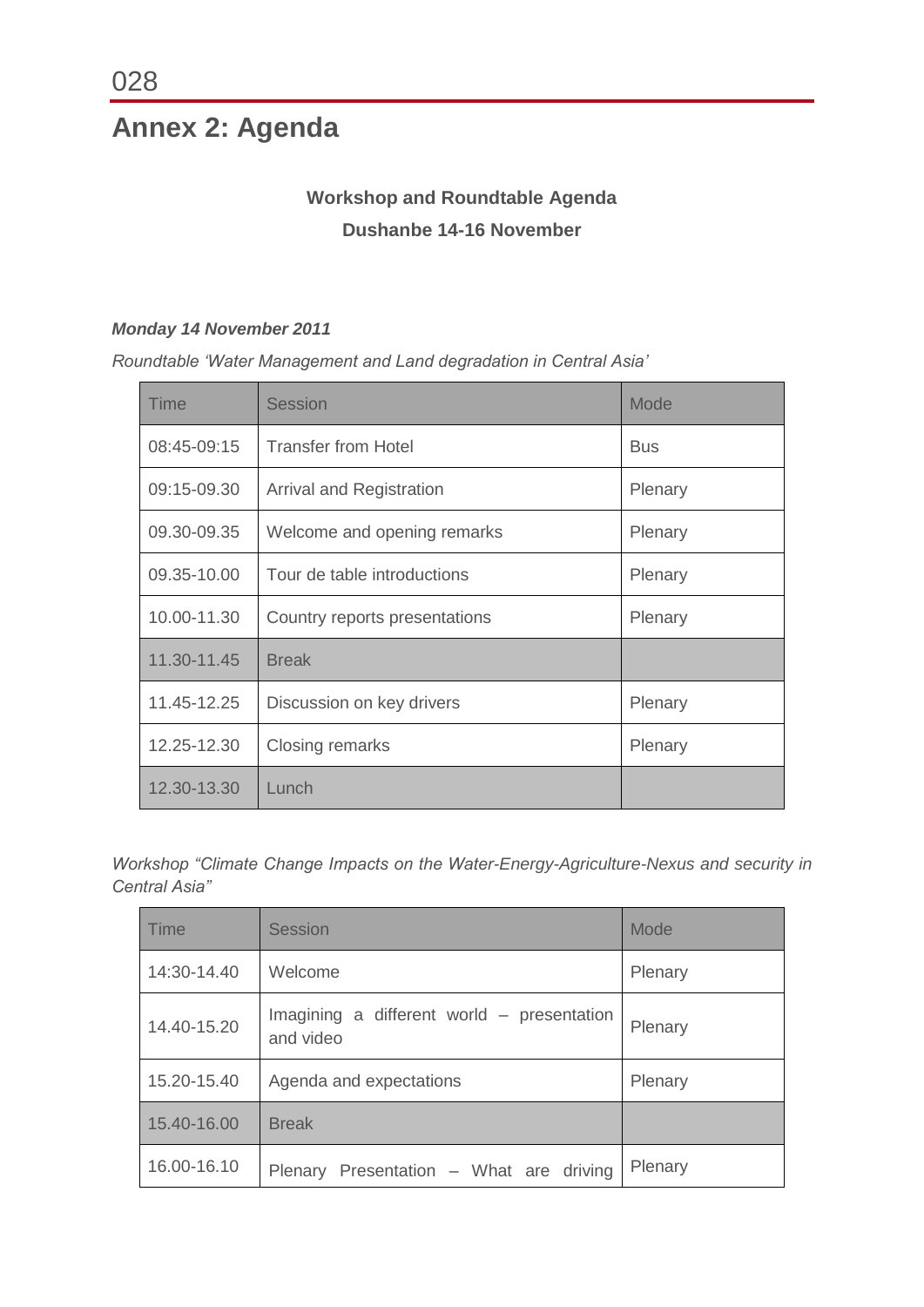# Annex 2: Agenda

**Workshop and Roundtable Agenda**

**Dushanbe 14-16 November**

***Monday 14 November 2011***

*Roundtable 'Water Management and Land degradation in Central Asia'*

| Time | Session | Mode |
|---|---|---|
| 08:45-09:15 | Transfer from Hotel | Bus |
| 09:15-09.30 | Arrival and Registration | Plenary |
| 09.30-09.35 | Welcome and opening remarks | Plenary |
| 09.35-10.00 | Tour de table introductions | Plenary |
| 10.00-11.30 | Country reports presentations | Plenary |
| 11.30-11.45 | Break | |
| 11.45-12.25 | Discussion on key drivers | Plenary |
| 12.25-12.30 | Closing remarks | Plenary |
| 12.30-13.30 | Lunch | |

*Workshop "Climate Change Impacts on the Water-Energy-Agriculture-Nexus and security in Central Asia"*

| Time | Session | Mode |
|---|---|---|
| 14:30-14.40 | Welcome | Plenary |
| 14.40-15.20 | Imagining a different world – presentation and video | Plenary |
| 15.20-15.40 | Agenda and expectations | Plenary |
| 15.40-16.00 | Break | |
| 16.00-16.10 | Plenary Presentation – What are driving | Plenary |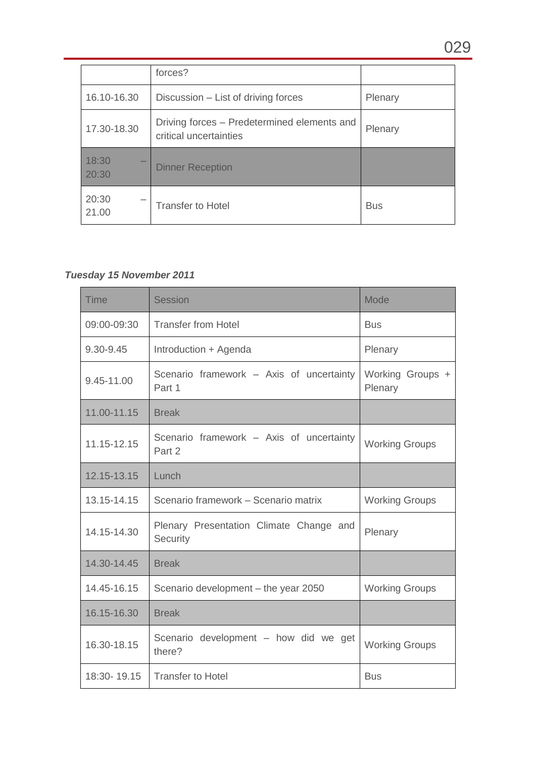| | | |
|---|---|---|
| | forces? | |
| 16.10-16.30 | Discussion – List of driving forces | Plenary |
| 17.30-18.30 | Driving forces – Predetermined elements and critical uncertainties | Plenary |
| 18:30 – 20:30 | Dinner Reception | |
| 20:30 – 21.00 | Transfer to Hotel | Bus |

***Tuesday 15 November 2011***

| Time | Session | Mode |
|---|---|---|
| 09:00-09:30 | Transfer from Hotel | Bus |
| 9.30-9.45 | Introduction + Agenda | Plenary |
| 9.45-11.00 | Scenario framework – Axis of uncertainty Part 1 | Working Groups + Plenary |
| 11.00-11.15 | Break | |
| 11.15-12.15 | Scenario framework – Axis of uncertainty Part 2 | Working Groups |
| 12.15-13.15 | Lunch | |
| 13.15-14.15 | Scenario framework – Scenario matrix | Working Groups |
| 14.15-14.30 | Plenary Presentation Climate Change and Security | Plenary |
| 14.30-14.45 | Break | |
| 14.45-16.15 | Scenario development – the year 2050 | Working Groups |
| 16.15-16.30 | Break | |
| 16.30-18.15 | Scenario development – how did we get there? | Working Groups |
| 18:30- 19.15 | Transfer to Hotel | Bus |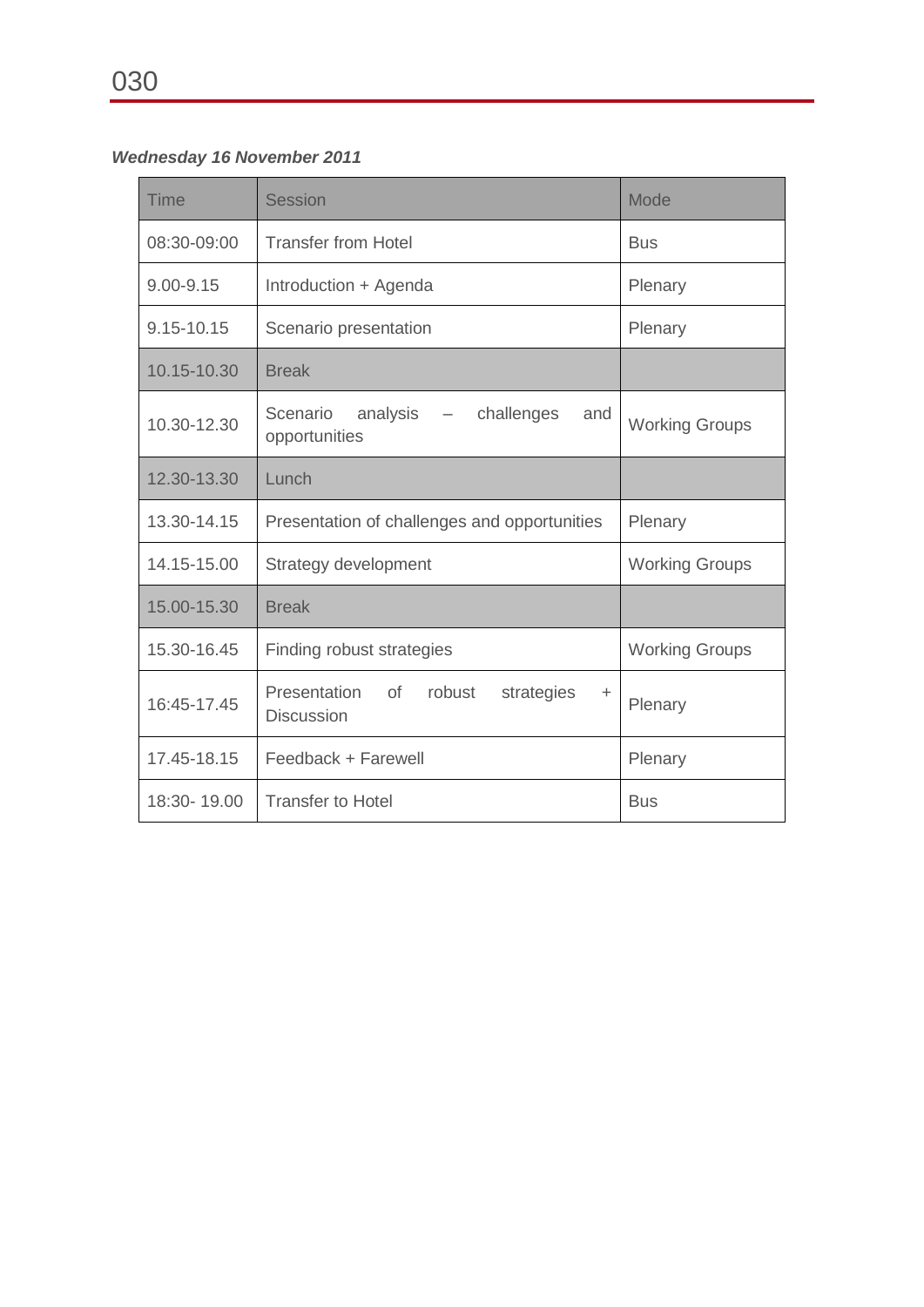***Wednesday 16 November 2011***

| Time | Session | Mode |
|---|---|---|
| 08:30-09:00 | Transfer from Hotel | Bus |
| 9.00-9.15 | Introduction + Agenda | Plenary |
| 9.15-10.15 | Scenario presentation | Plenary |
| 10.15-10.30 | Break | |
| 10.30-12.30 | Scenario analysis – challenges and opportunities | Working Groups |
| 12.30-13.30 | Lunch | |
| 13.30-14.15 | Presentation of challenges and opportunities | Plenary |
| 14.15-15.00 | Strategy development | Working Groups |
| 15.00-15.30 | Break | |
| 15.30-16.45 | Finding robust strategies | Working Groups |
| 16:45-17.45 | Presentation of robust strategies + Discussion | Plenary |
| 17.45-18.15 | Feedback + Farewell | Plenary |
| 18:30- 19.00 | Transfer to Hotel | Bus |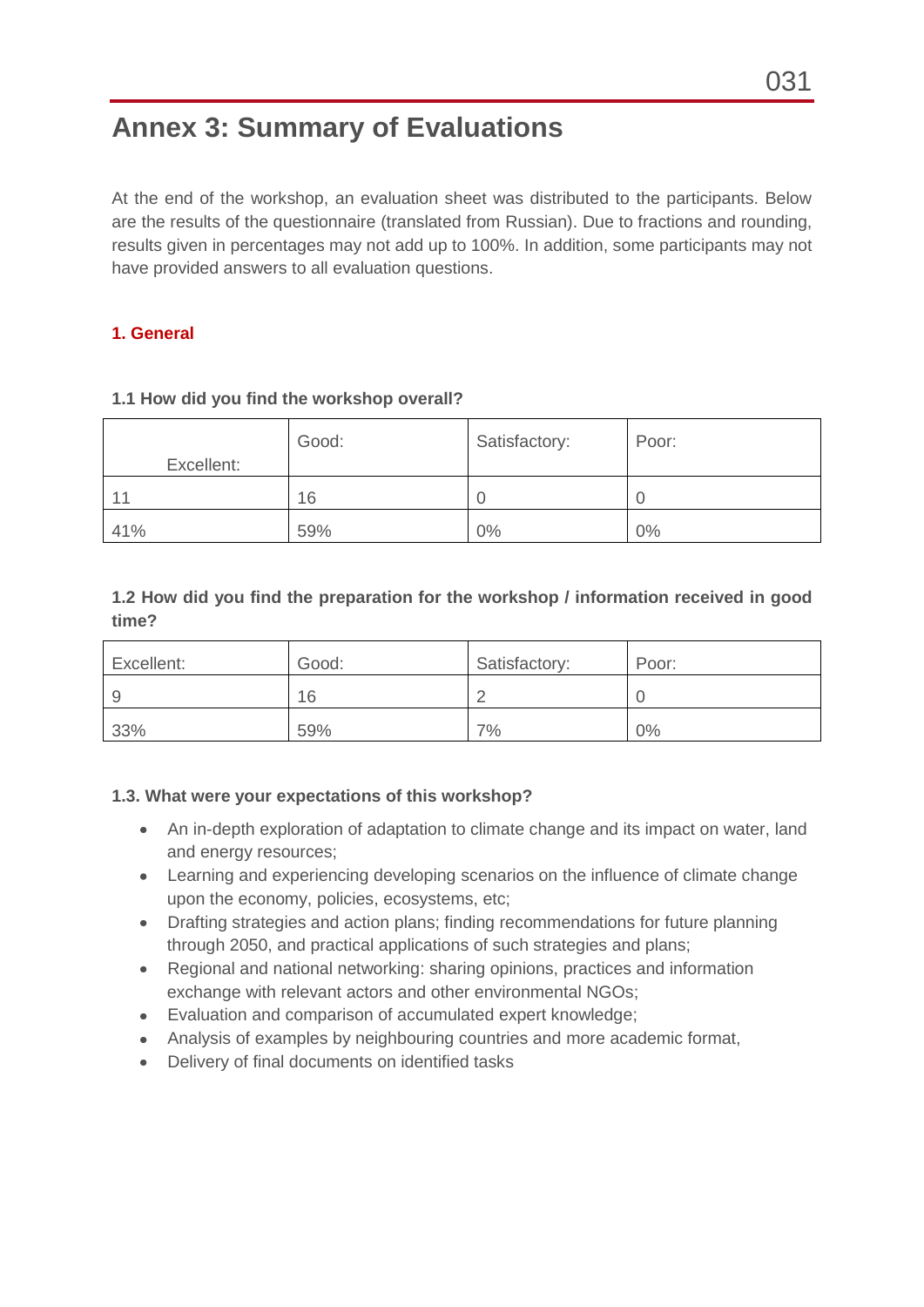# Annex 3: Summary of Evaluations

At the end of the workshop, an evaluation sheet was distributed to the participants. Below are the results of the questionnaire (translated from Russian). Due to fractions and rounding, results given in percentages may not add up to 100%. In addition, some participants may not have provided answers to all evaluation questions.

## 1. General

### 1.1 How did you find the workshop overall?

| Excellent: | Good: | Satisfactory: | Poor: |
|---|---|---|---|
| 11 | 16 | 0 | 0 |
| 41% | 59% | 0% | 0% |

### 1.2 How did you find the preparation for the workshop / information received in good time?

| Excellent: | Good: | Satisfactory: | Poor: |
|---|---|---|---|
| 9 | 16 | 2 | 0 |
| 33% | 59% | 7% | 0% |

### 1.3. What were your expectations of this workshop?

- An in-depth exploration of adaptation to climate change and its impact on water, land and energy resources;
- Learning and experiencing developing scenarios on the influence of climate change upon the economy, policies, ecosystems, etc;
- Drafting strategies and action plans; finding recommendations for future planning through 2050, and practical applications of such strategies and plans;
- Regional and national networking: sharing opinions, practices and information exchange with relevant actors and other environmental NGOs;
- Evaluation and comparison of accumulated expert knowledge;
- Analysis of examples by neighbouring countries and more academic format,
- Delivery of final documents on identified tasks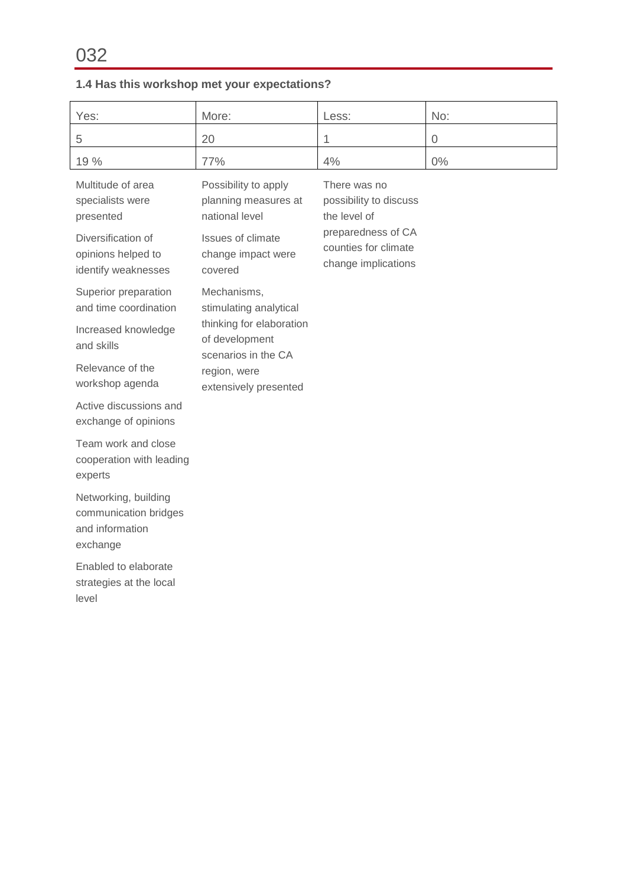032

**1.4 Has this workshop met your expectations?**

| Yes: | More: | Less: | No: |
|---|---|---|---|
| 5 | 20 | 1 | 0 |
| 19 % | 77% | 4% | 0% |
| Multitude of area specialists were presented<br><br>Diversification of opinions helped to identify weaknesses<br><br>Superior preparation and time coordination<br><br>Increased knowledge and skills<br><br>Relevance of the workshop agenda<br><br>Active discussions and exchange of opinions<br><br>Team work and close cooperation with leading experts<br><br>Networking, building communication bridges and information exchange<br><br>Enabled to elaborate strategies at the local level | Possibility to apply planning measures at national level<br><br>Issues of climate change impact were covered<br><br>Mechanisms, stimulating analytical thinking for elaboration of development scenarios in the CA region, were extensively presented | There was no possibility to discuss the level of preparedness of CA counties for climate change implications | |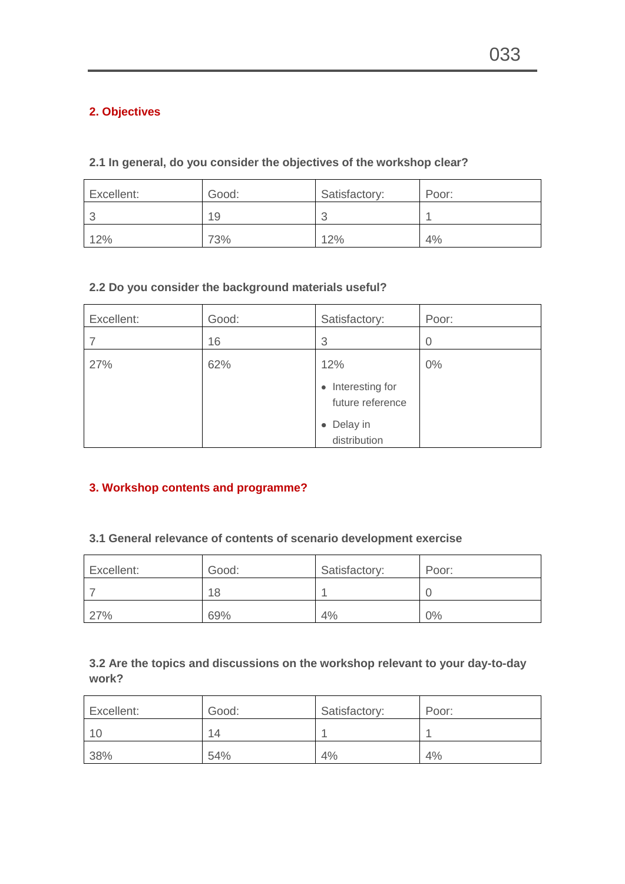## 2. Objectives

### 2.1 In general, do you consider the objectives of the workshop clear?

| Excellent: | Good: | Satisfactory: | Poor: |
|---|---|---|---|
| 3 | 19 | 3 | 1 |
| 12% | 73% | 12% | 4% |

### 2.2 Do you consider the background materials useful?

| Excellent: | Good: | Satisfactory: | Poor: |
|---|---|---|---|
| 7 | 16 | 3 | 0 |
| 27% | 62% | 12%<br>• Interesting for future reference<br>• Delay in distribution | 0% |

## 3. Workshop contents and programme?

### 3.1 General relevance of contents of scenario development exercise

| Excellent: | Good: | Satisfactory: | Poor: |
|---|---|---|---|
| 7 | 18 | 1 | 0 |
| 27% | 69% | 4% | 0% |

### 3.2 Are the topics and discussions on the workshop relevant to your day-to-day work?

| Excellent: | Good: | Satisfactory: | Poor: |
|---|---|---|---|
| 10 | 14 | 1 | 1 |
| 38% | 54% | 4% | 4% |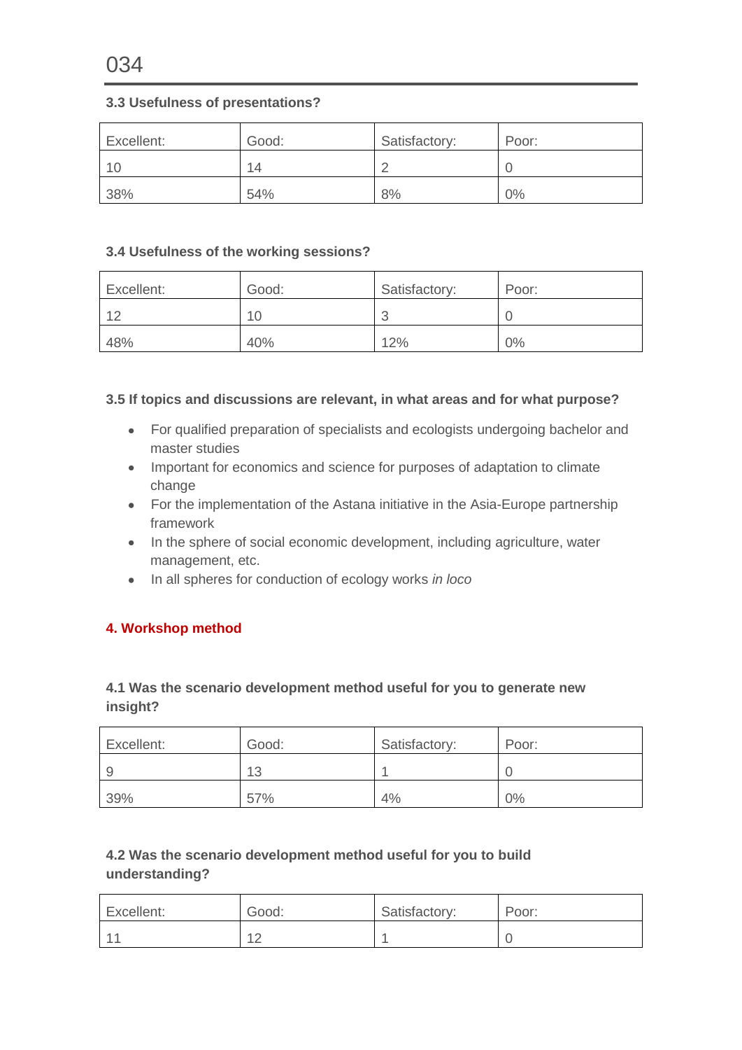**3.3 Usefulness of presentations?**

| Excellent: | Good: | Satisfactory: | Poor: |
|---|---|---|---|
| 10 | 14 | 2 | 0 |
| 38% | 54% | 8% | 0% |

**3.4 Usefulness of the working sessions?**

| Excellent: | Good: | Satisfactory: | Poor: |
|---|---|---|---|
| 12 | 10 | 3 | 0 |
| 48% | 40% | 12% | 0% |

**3.5 If topics and discussions are relevant, in what areas and for what purpose?**

- For qualified preparation of specialists and ecologists undergoing bachelor and master studies
- Important for economics and science for purposes of adaptation to climate change
- For the implementation of the Astana initiative in the Asia-Europe partnership framework
- In the sphere of social economic development, including agriculture, water management, etc.
- In all spheres for conduction of ecology works *in loco*

## 4. Workshop method

**4.1 Was the scenario development method useful for you to generate new insight?**

| Excellent: | Good: | Satisfactory: | Poor: |
|---|---|---|---|
| 9 | 13 | 1 | 0 |
| 39% | 57% | 4% | 0% |

**4.2 Was the scenario development method useful for you to build understanding?**

| Excellent: | Good: | Satisfactory: | Poor: |
|---|---|---|---|
| 11 | 12 | 1 | 0 |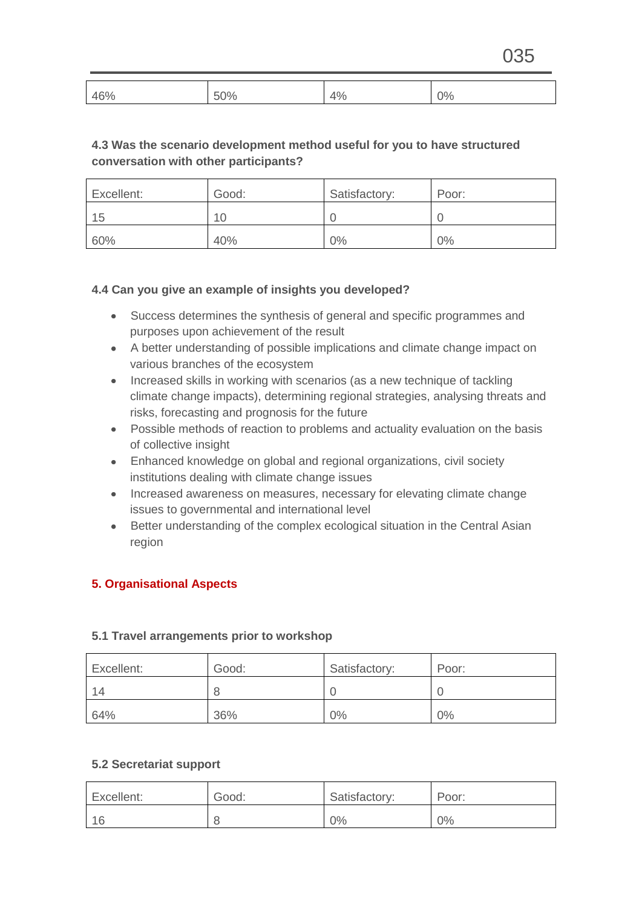| 46% | 50% | 4% | 0% |
|---|---|---|---|

#### 4.3 Was the scenario development method useful for you to have structured conversation with other participants?

| Excellent: | Good: | Satisfactory: | Poor: |
|---|---|---|---|
| 15 | 10 | 0 | 0 |
| 60% | 40% | 0% | 0% |

#### 4.4 Can you give an example of insights you developed?

- Success determines the synthesis of general and specific programmes and purposes upon achievement of the result
- A better understanding of possible implications and climate change impact on various branches of the ecosystem
- Increased skills in working with scenarios (as a new technique of tackling climate change impacts), determining regional strategies, analysing threats and risks, forecasting and prognosis for the future
- Possible methods of reaction to problems and actuality evaluation on the basis of collective insight
- Enhanced knowledge on global and regional organizations, civil society institutions dealing with climate change issues
- Increased awareness on measures, necessary for elevating climate change issues to governmental and international level
- Better understanding of the complex ecological situation in the Central Asian region

### 5. Organisational Aspects

#### 5.1 Travel arrangements prior to workshop

| Excellent: | Good: | Satisfactory: | Poor: |
|---|---|---|---|
| 14 | 8 | 0 | 0 |
| 64% | 36% | 0% | 0% |

#### 5.2 Secretariat support

| Excellent: | Good: | Satisfactory: | Poor: |
|---|---|---|---|
| 16 | 8 | 0% | 0% |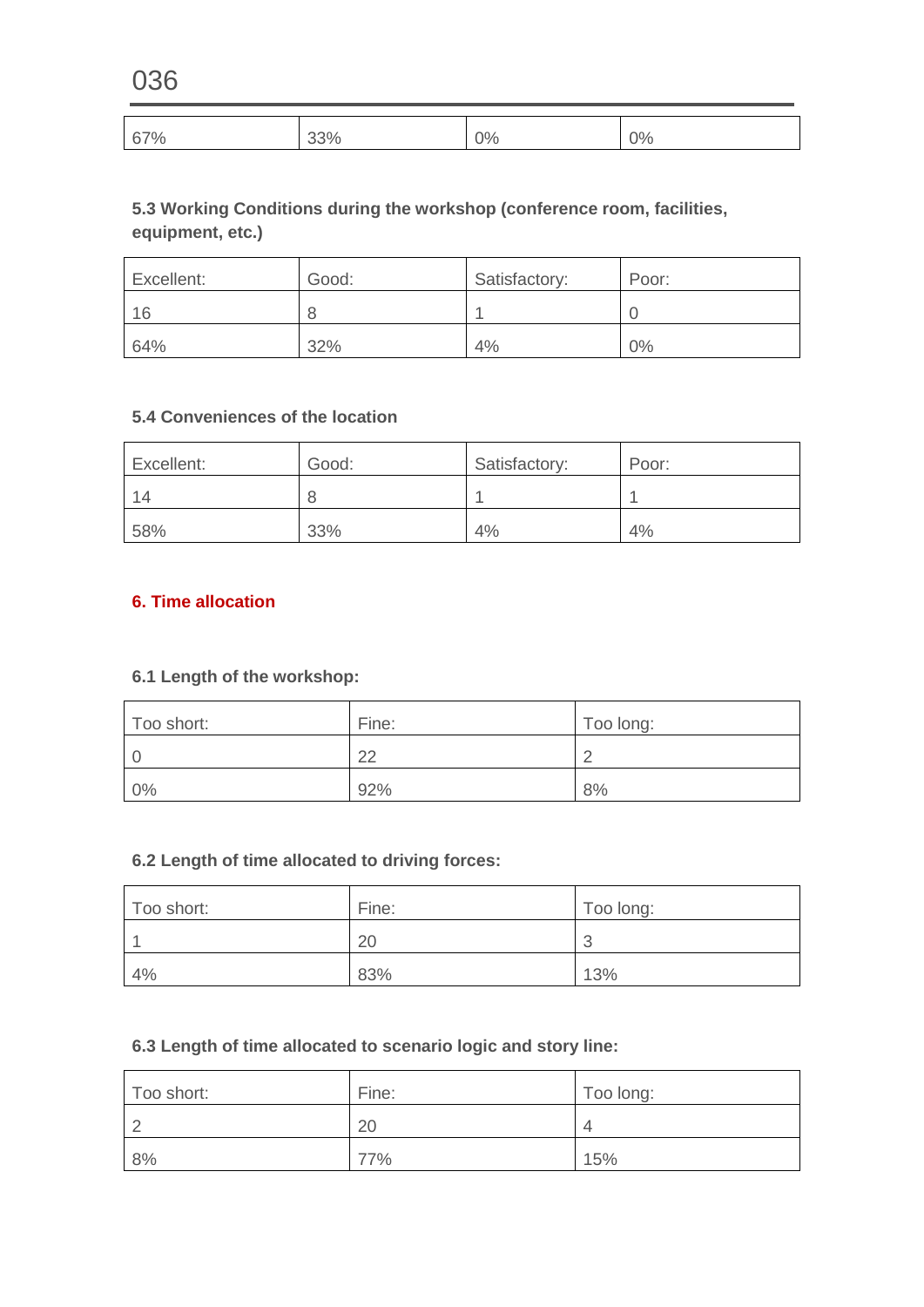| 67% | 33% | 0% | 0% |
|---|---|---|---|

**5.3 Working Conditions during the workshop (conference room, facilities, equipment, etc.)**

| Excellent: | Good: | Satisfactory: | Poor: |
|---|---|---|---|
| 16 | 8 | 1 | 0 |
| 64% | 32% | 4% | 0% |

**5.4 Conveniences of the location**

| Excellent: | Good: | Satisfactory: | Poor: |
|---|---|---|---|
| 14 | 8 | 1 | 1 |
| 58% | 33% | 4% | 4% |

## 6. Time allocation

**6.1 Length of the workshop:**

| Too short: | Fine: | Too long: |
|---|---|---|
| 0 | 22 | 2 |
| 0% | 92% | 8% |

**6.2 Length of time allocated to driving forces:**

| Too short: | Fine: | Too long: |
|---|---|---|
| 1 | 20 | 3 |
| 4% | 83% | 13% |

**6.3 Length of time allocated to scenario logic and story line:**

| Too short: | Fine: | Too long: |
|---|---|---|
| 2 | 20 | 4 |
| 8% | 77% | 15% |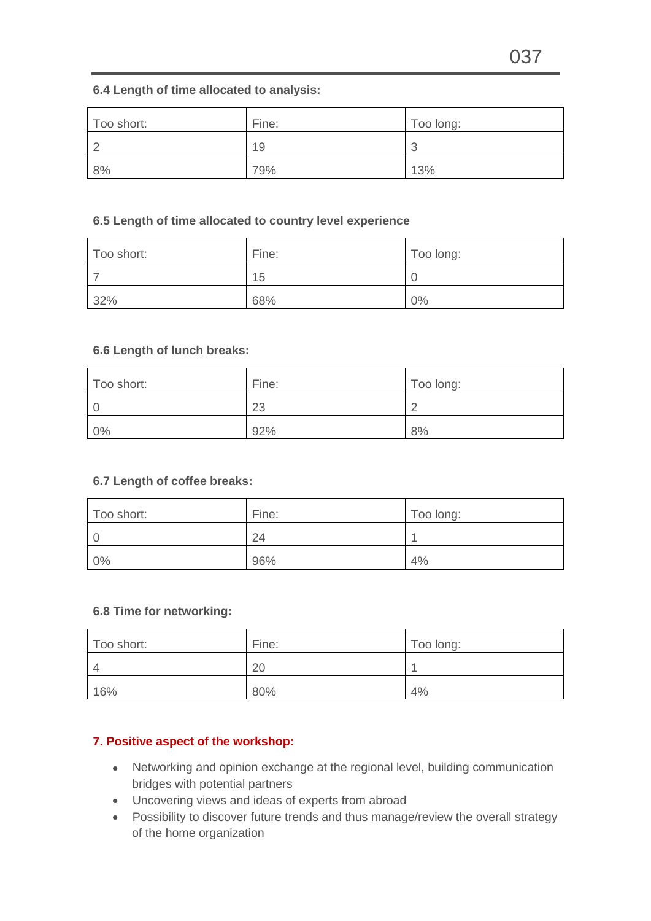### 6.4 Length of time allocated to analysis:

| Too short: | Fine: | Too long: |
|---|---|---|
| 2 | 19 | 3 |
| 8% | 79% | 13% |

### 6.5 Length of time allocated to country level experience

| Too short: | Fine: | Too long: |
|---|---|---|
| 7 | 15 | 0 |
| 32% | 68% | 0% |

### 6.6 Length of lunch breaks:

| Too short: | Fine: | Too long: |
|---|---|---|
| 0 | 23 | 2 |
| 0% | 92% | 8% |

### 6.7 Length of coffee breaks:

| Too short: | Fine: | Too long: |
|---|---|---|
| 0 | 24 | 1 |
| 0% | 96% | 4% |

### 6.8 Time for networking:

| Too short: | Fine: | Too long: |
|---|---|---|
| 4 | 20 | 1 |
| 16% | 80% | 4% |

## 7. Positive aspect of the workshop:

- Networking and opinion exchange at the regional level, building communication bridges with potential partners
- Uncovering views and ideas of experts from abroad
- Possibility to discover future trends and thus manage/review the overall strategy of the home organization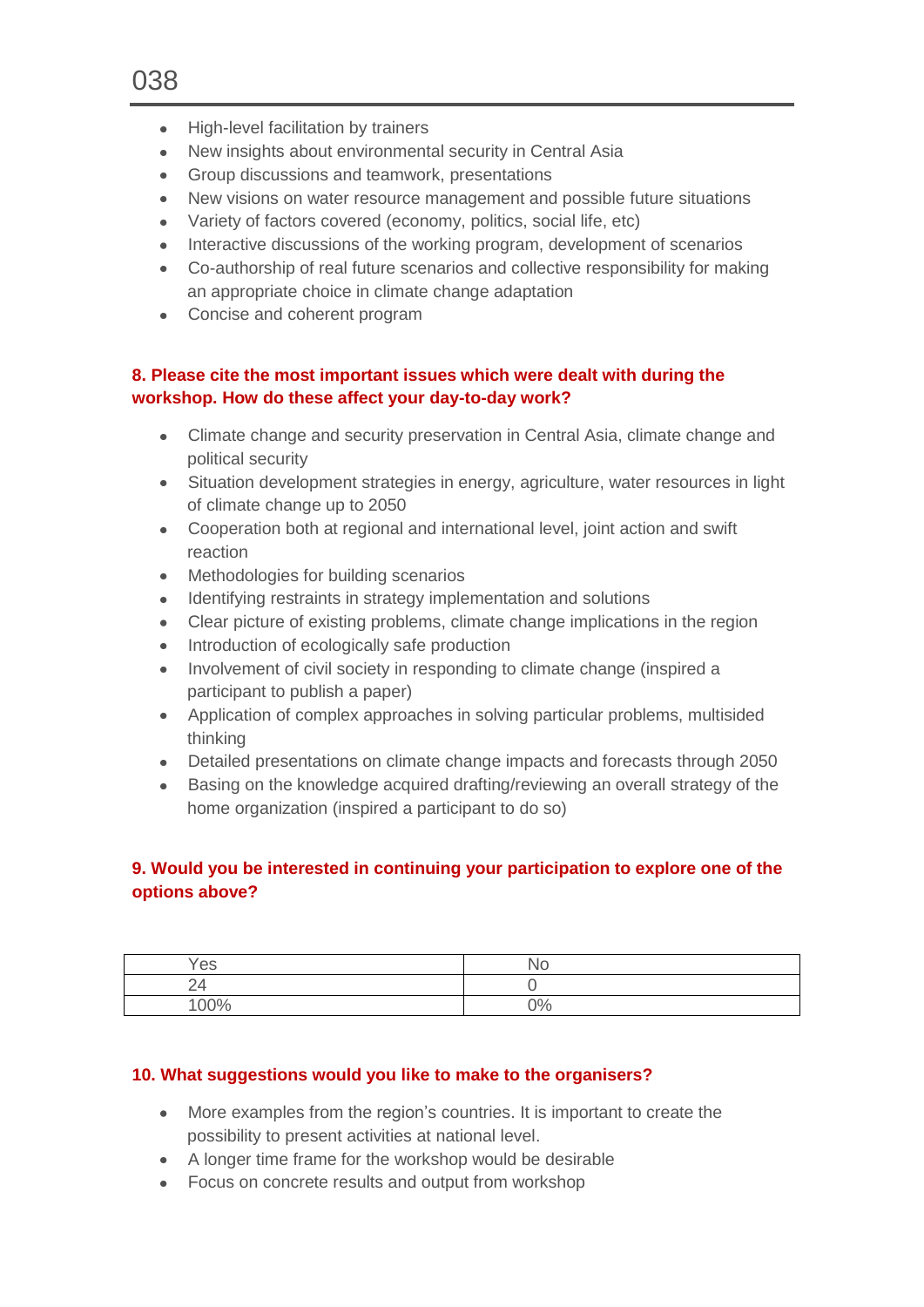- High-level facilitation by trainers
- New insights about environmental security in Central Asia
- Group discussions and teamwork, presentations
- New visions on water resource management and possible future situations
- Variety of factors covered (economy, politics, social life, etc)
- Interactive discussions of the working program, development of scenarios
- Co-authorship of real future scenarios and collective responsibility for making an appropriate choice in climate change adaptation
- Concise and coherent program

**8. Please cite the most important issues which were dealt with during the workshop. How do these affect your day-to-day work?**

- Climate change and security preservation in Central Asia, climate change and political security
- Situation development strategies in energy, agriculture, water resources in light of climate change up to 2050
- Cooperation both at regional and international level, joint action and swift reaction
- Methodologies for building scenarios
- Identifying restraints in strategy implementation and solutions
- Clear picture of existing problems, climate change implications in the region
- Introduction of ecologically safe production
- Involvement of civil society in responding to climate change (inspired a participant to publish a paper)
- Application of complex approaches in solving particular problems, multisided thinking
- Detailed presentations on climate change impacts and forecasts through 2050
- Basing on the knowledge acquired drafting/reviewing an overall strategy of the home organization (inspired a participant to do so)

**9. Would you be interested in continuing your participation to explore one of the options above?**

| Yes | No |
|---|---|
| 24 | 0 |
| 100% | 0% |

**10. What suggestions would you like to make to the organisers?**

- More examples from the region's countries. It is important to create the possibility to present activities at national level.
- A longer time frame for the workshop would be desirable
- Focus on concrete results and output from workshop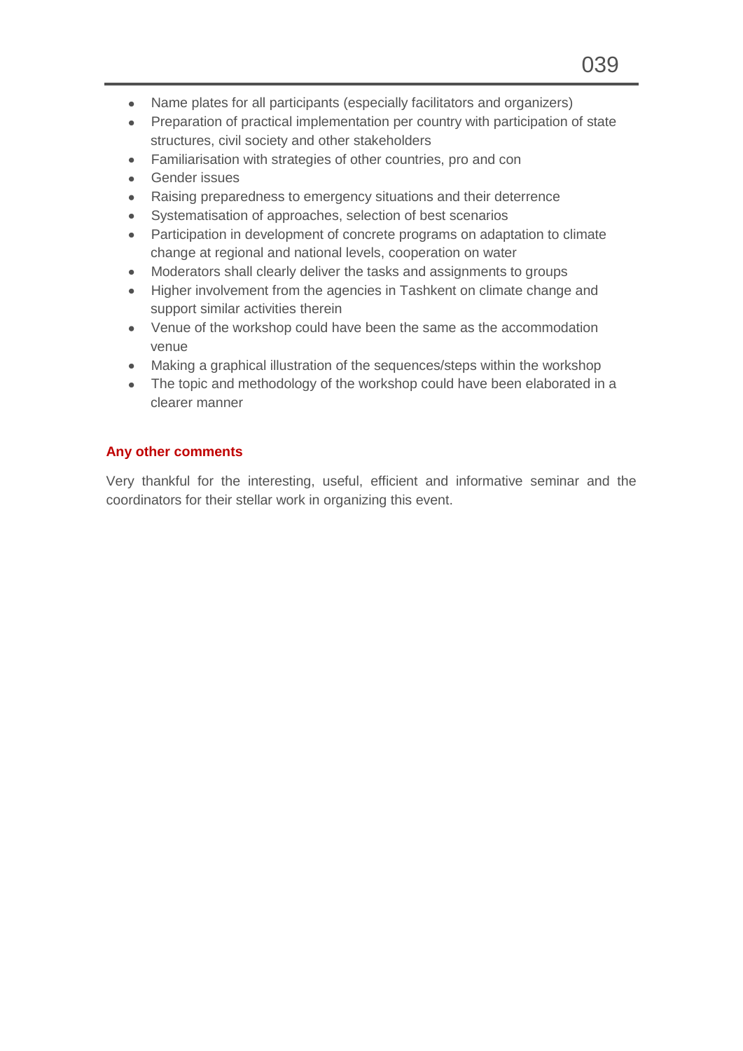- Name plates for all participants (especially facilitators and organizers)
- Preparation of practical implementation per country with participation of state structures, civil society and other stakeholders
- Familiarisation with strategies of other countries, pro and con
- Gender issues
- Raising preparedness to emergency situations and their deterrence
- Systematisation of approaches, selection of best scenarios
- Participation in development of concrete programs on adaptation to climate change at regional and national levels, cooperation on water
- Moderators shall clearly deliver the tasks and assignments to groups
- Higher involvement from the agencies in Tashkent on climate change and support similar activities therein
- Venue of the workshop could have been the same as the accommodation venue
- Making a graphical illustration of the sequences/steps within the workshop
- The topic and methodology of the workshop could have been elaborated in a clearer manner

### Any other comments

Very thankful for the interesting, useful, efficient and informative seminar and the coordinators for their stellar work in organizing this event.